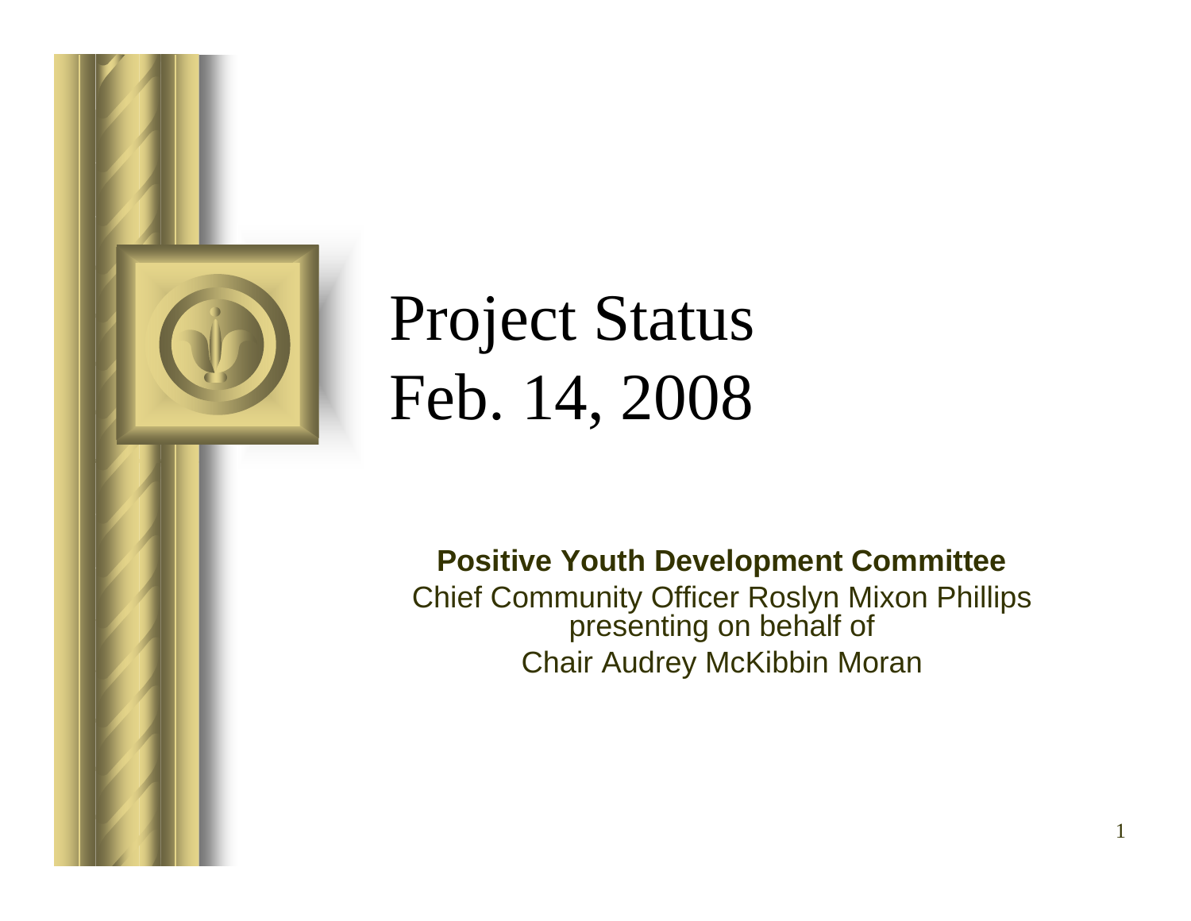# Project Status
# Feb. 14, 2008

**Positive Youth Development Committee**

Chief Community Officer Roslyn Mixon Phillips presenting on behalf of

Chair Audrey McKibbin Moran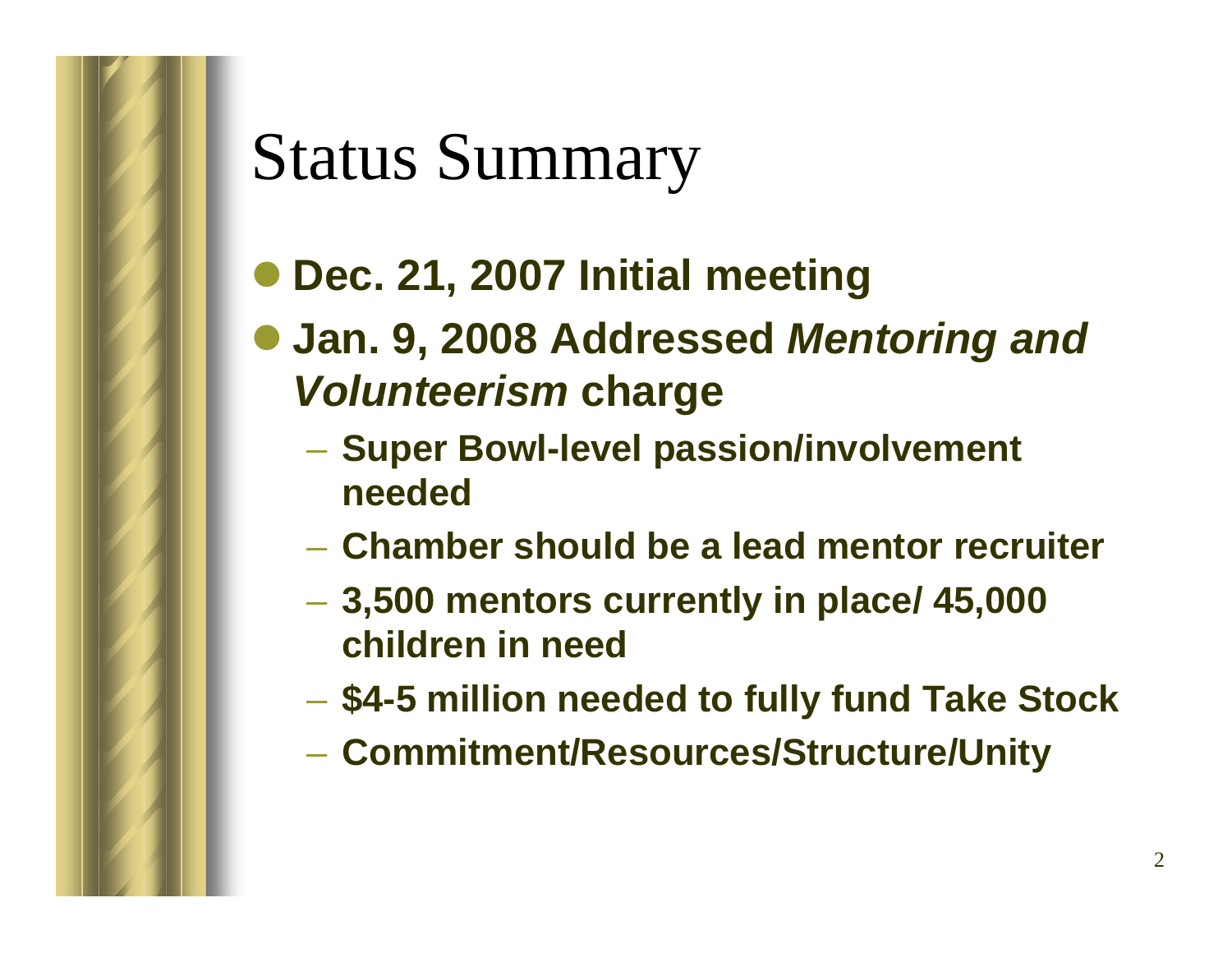# Status Summary

- **Dec. 21, 2007 Initial meeting**
- **Jan. 9, 2008 Addressed *Mentoring and Volunteerism* charge**
  - **Super Bowl-level passion/involvement needed**
  - **Chamber should be a lead mentor recruiter**
  - **3,500 mentors currently in place/ 45,000 children in need**
  - **$4-5 million needed to fully fund Take Stock**
  - **Commitment/Resources/Structure/Unity**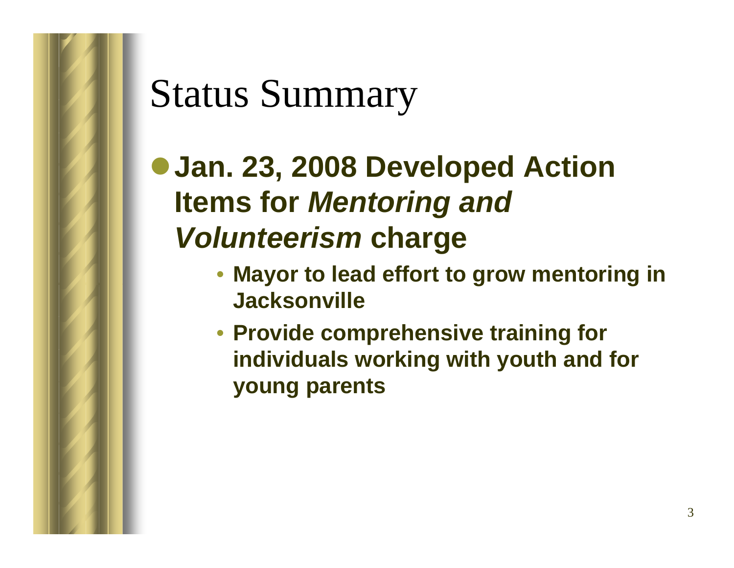# Status Summary

- **Jan. 23, 2008 Developed Action Items for *Mentoring and Volunteerism* charge**
  - **Mayor to lead effort to grow mentoring in Jacksonville**
  - **Provide comprehensive training for individuals working with youth and for young parents**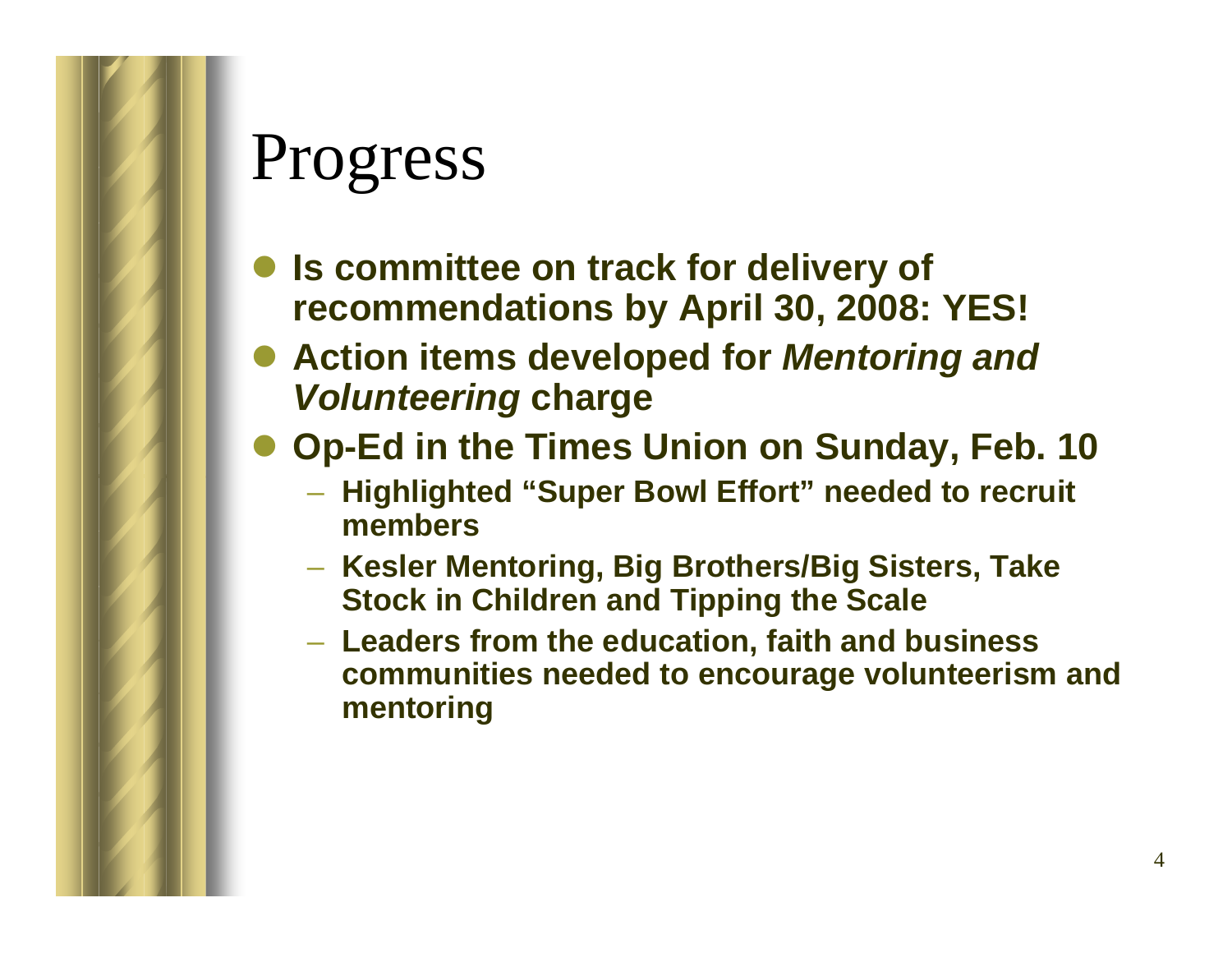# Progress

- **Is committee on track for delivery of recommendations by April 30, 2008: YES!**
- **Action items developed for *Mentoring and Volunteering* charge**
- **Op-Ed in the Times Union on Sunday, Feb. 10**
  - **Highlighted "Super Bowl Effort" needed to recruit members**
  - **Kesler Mentoring, Big Brothers/Big Sisters, Take Stock in Children and Tipping the Scale**
  - **Leaders from the education, faith and business communities needed to encourage volunteerism and mentoring**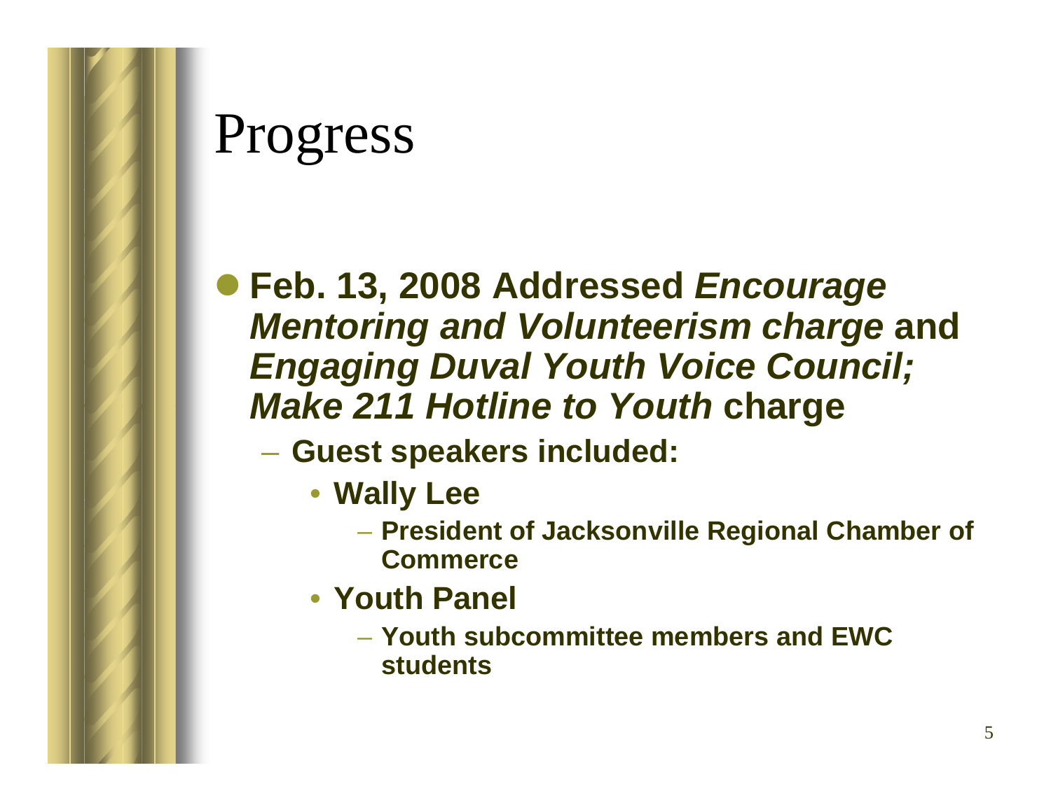# Progress

- **Feb. 13, 2008 Addressed *Encourage Mentoring and Volunteerism charge* and *Engaging Duval Youth Voice Council; Make 211 Hotline to Youth* charge**
  - **Guest speakers included:**
    - **Wally Lee**
      - **President of Jacksonville Regional Chamber of Commerce**
    - **Youth Panel**
      - **Youth subcommittee members and EWC students**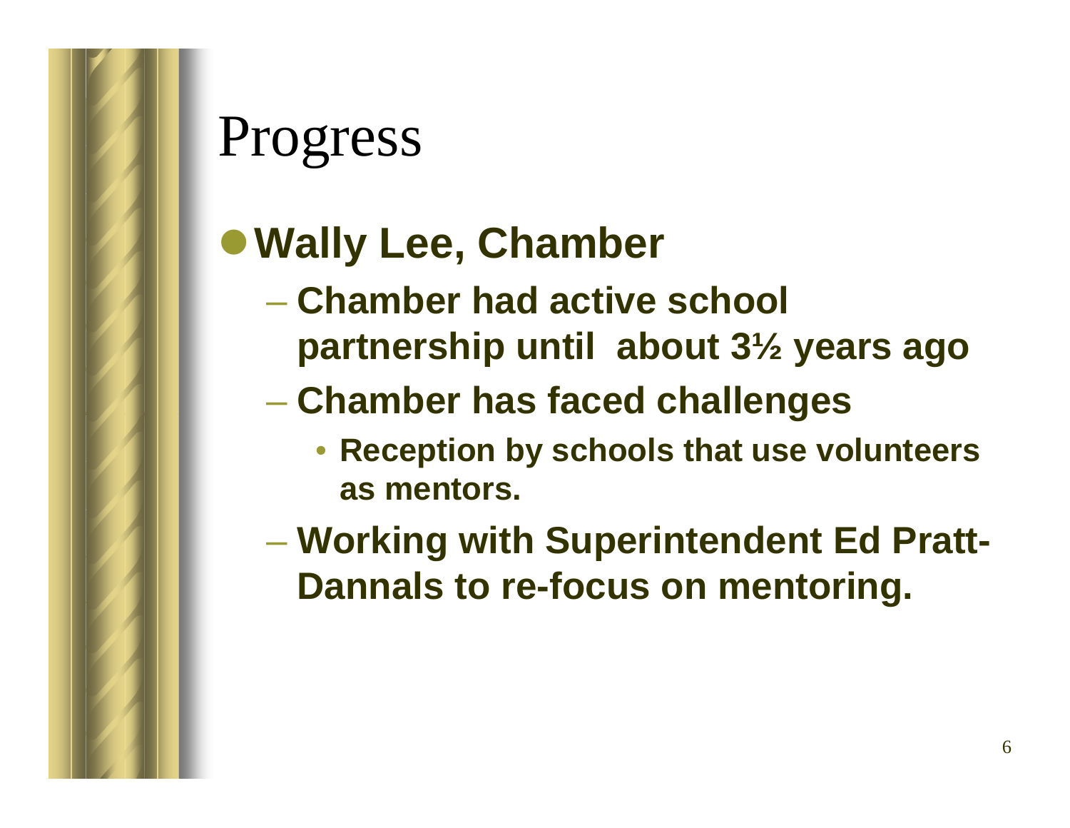# Progress

- **Wally Lee, Chamber**
  - **Chamber had active school partnership until about 3½ years ago**
  - **Chamber has faced challenges**
    - **Reception by schools that use volunteers as mentors.**
  - **Working with Superintendent Ed Pratt-Dannals to re-focus on mentoring.**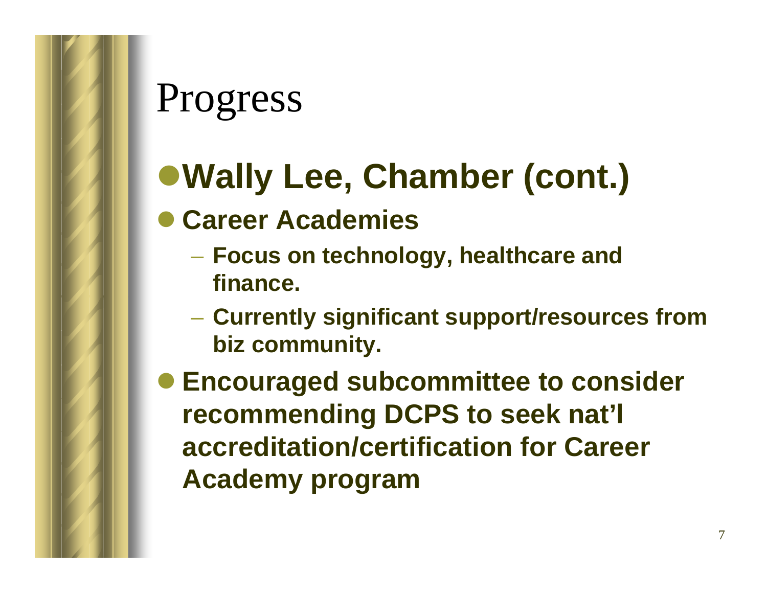# Progress

- **Wally Lee, Chamber (cont.)**
- **Career Academies**
  - **Focus on technology, healthcare and finance.**
  - **Currently significant support/resources from biz community.**
- **Encouraged subcommittee to consider recommending DCPS to seek nat'l accreditation/certification for Career Academy program**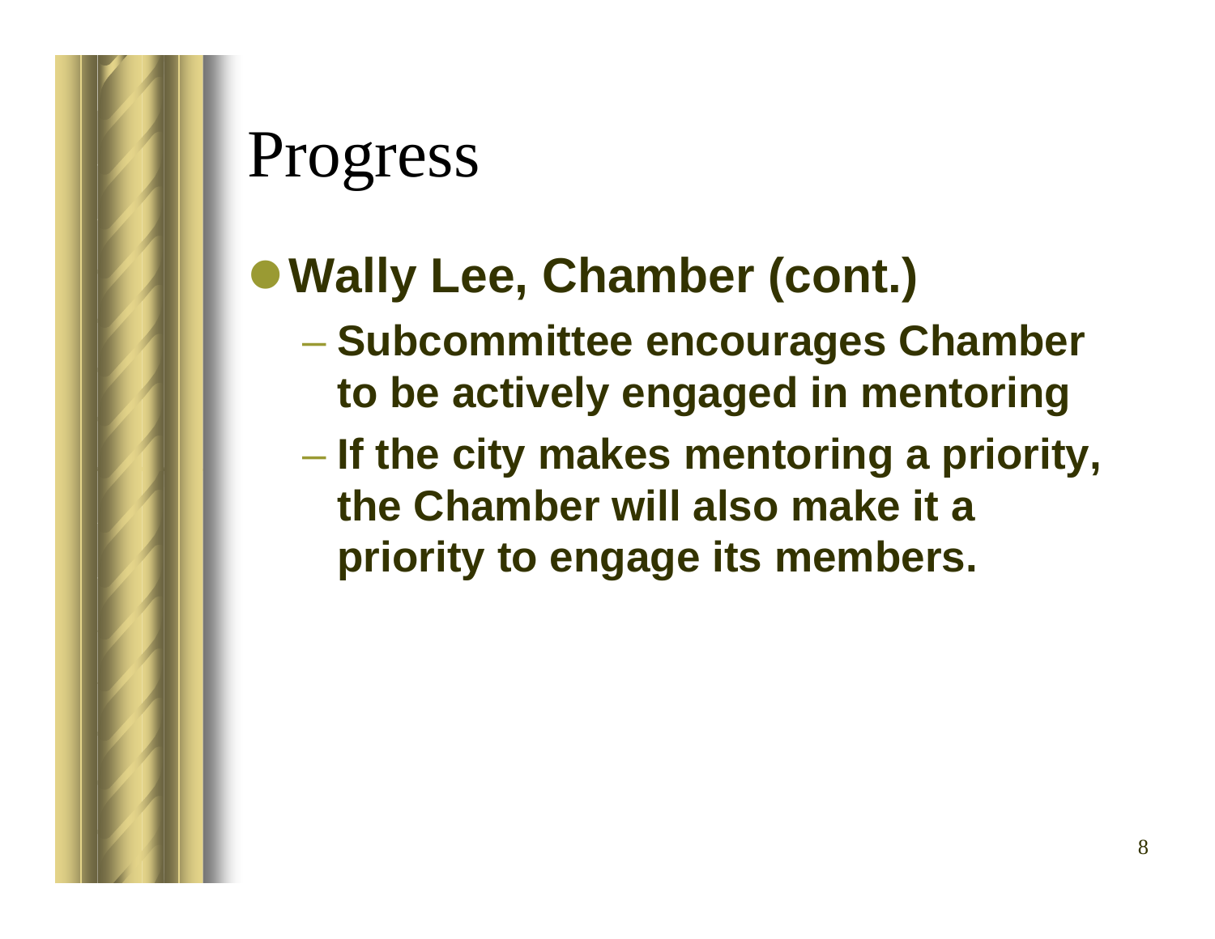# Progress

- **Wally Lee, Chamber (cont.)**
  - **Subcommittee encourages Chamber to be actively engaged in mentoring**
  - **If the city makes mentoring a priority, the Chamber will also make it a priority to engage its members.**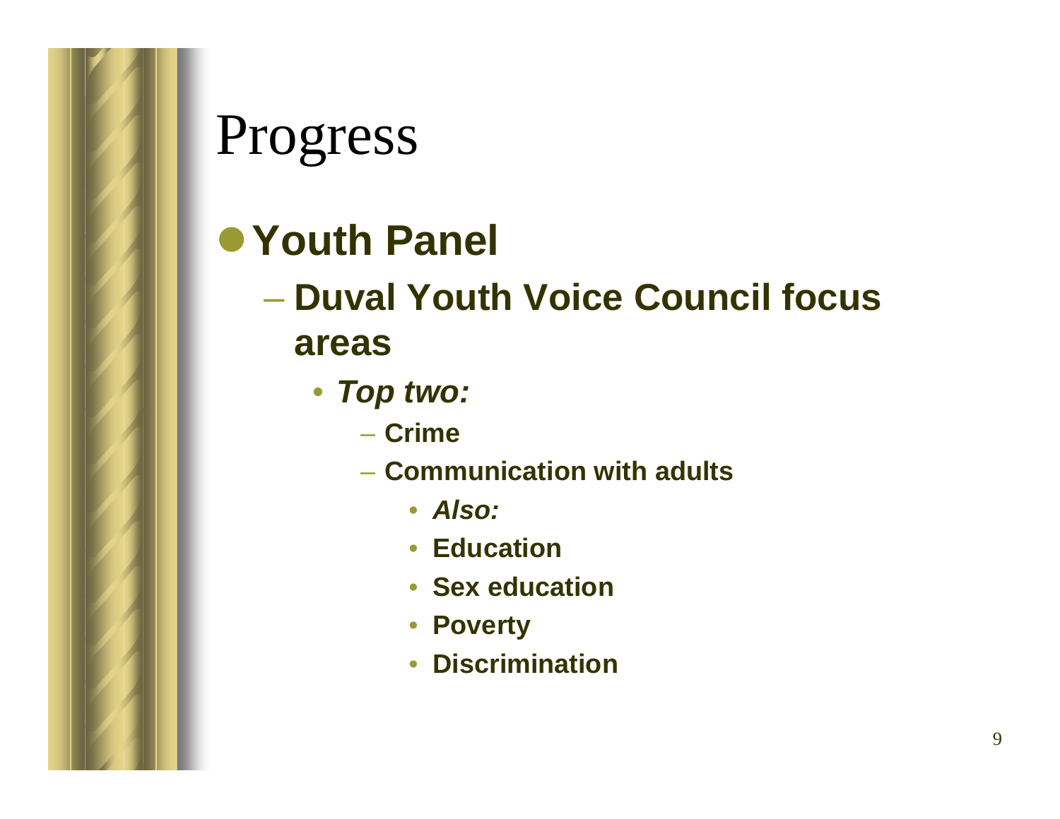# Progress

- **Youth Panel**
  - **Duval Youth Voice Council focus areas**
    - ***Top two:***
      - **Crime**
      - **Communication with adults**
        - ***Also:***
        - **Education**
        - **Sex education**
        - **Poverty**
        - **Discrimination**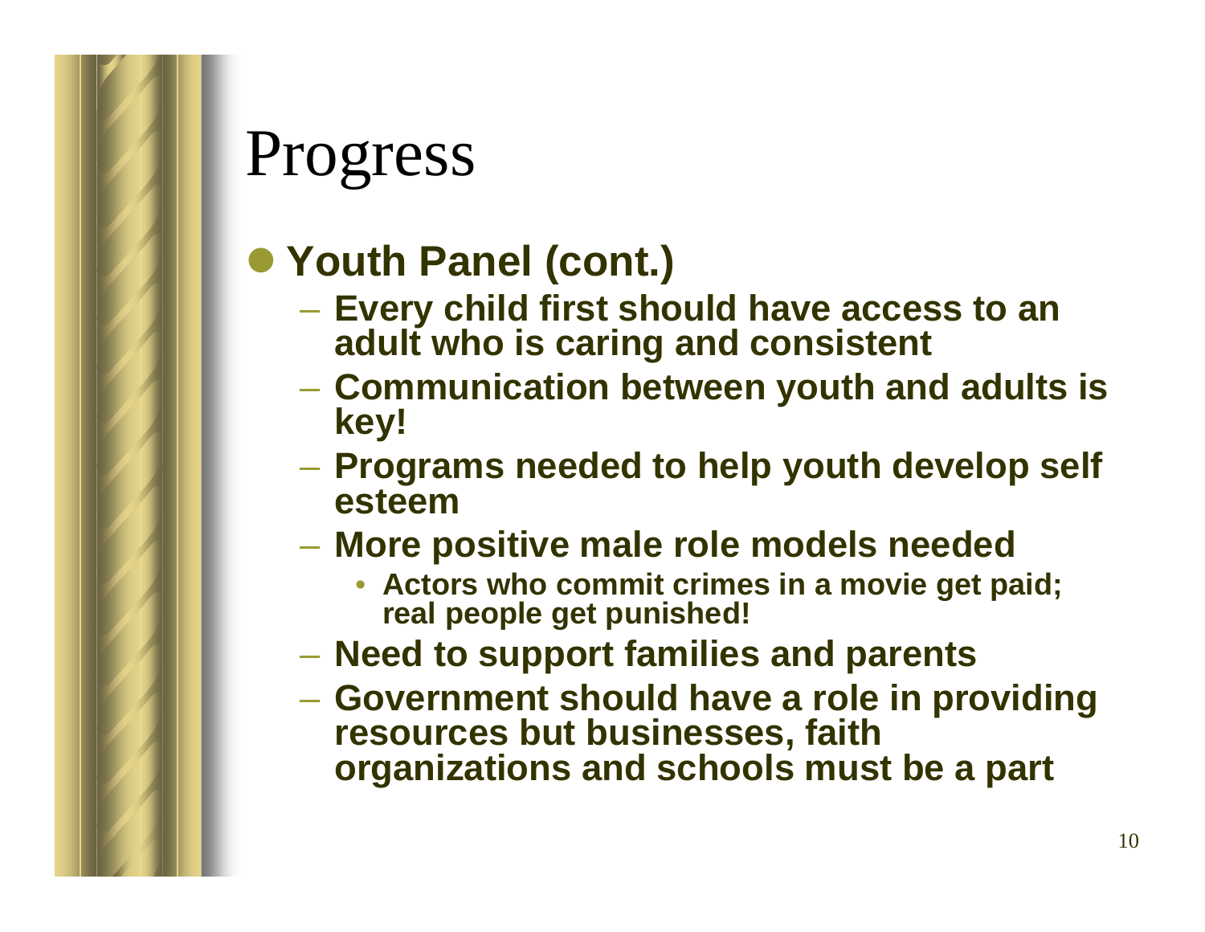# Progress

- **Youth Panel (cont.)**
  - **Every child first should have access to an adult who is caring and consistent**
  - **Communication between youth and adults is key!**
  - **Programs needed to help youth develop self esteem**
  - **More positive male role models needed**
    - **Actors who commit crimes in a movie get paid; real people get punished!**
  - **Need to support families and parents**
  - **Government should have a role in providing resources but businesses, faith organizations and schools must be a part**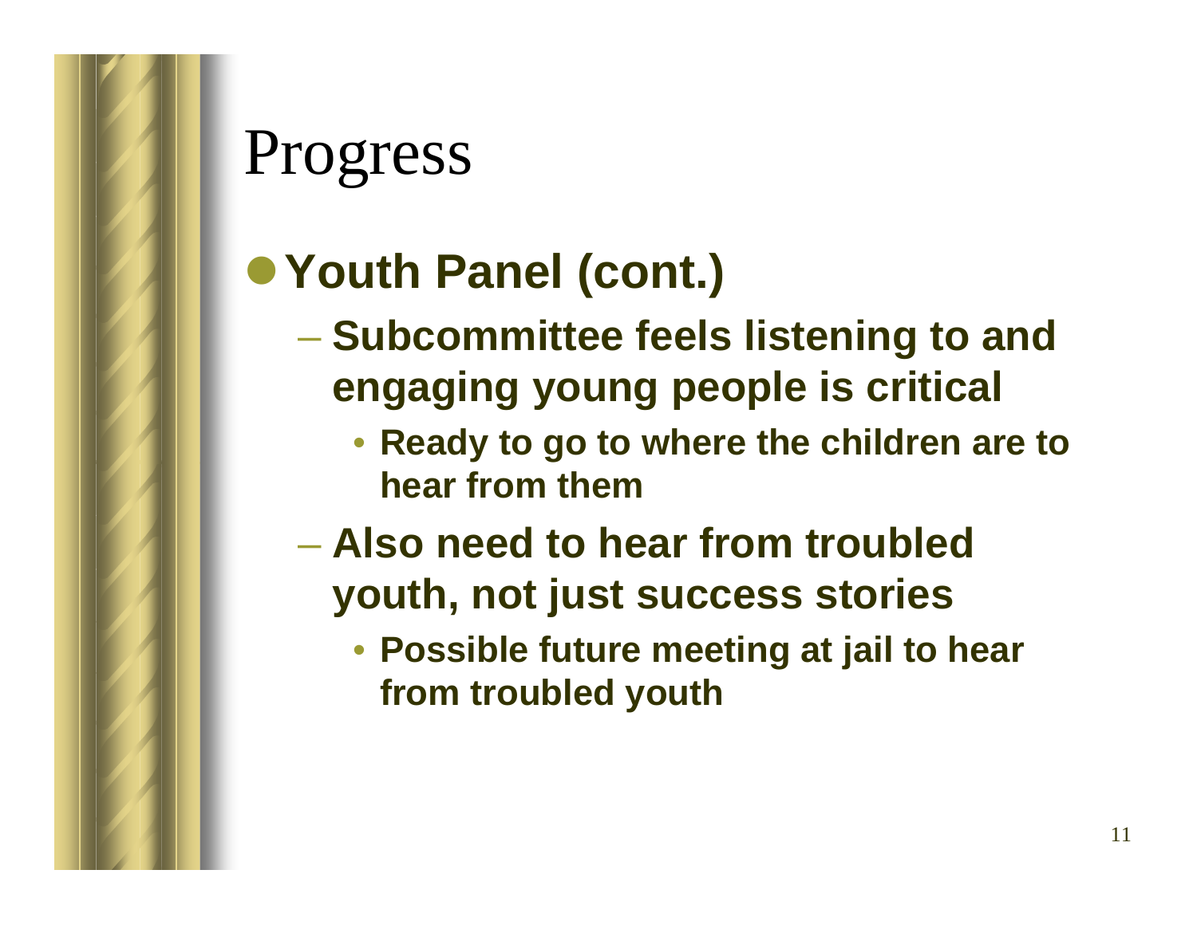# Progress

- **Youth Panel (cont.)**
  - **Subcommittee feels listening to and engaging young people is critical**
    - **Ready to go to where the children are to hear from them**
  - **Also need to hear from troubled youth, not just success stories**
    - **Possible future meeting at jail to hear from troubled youth**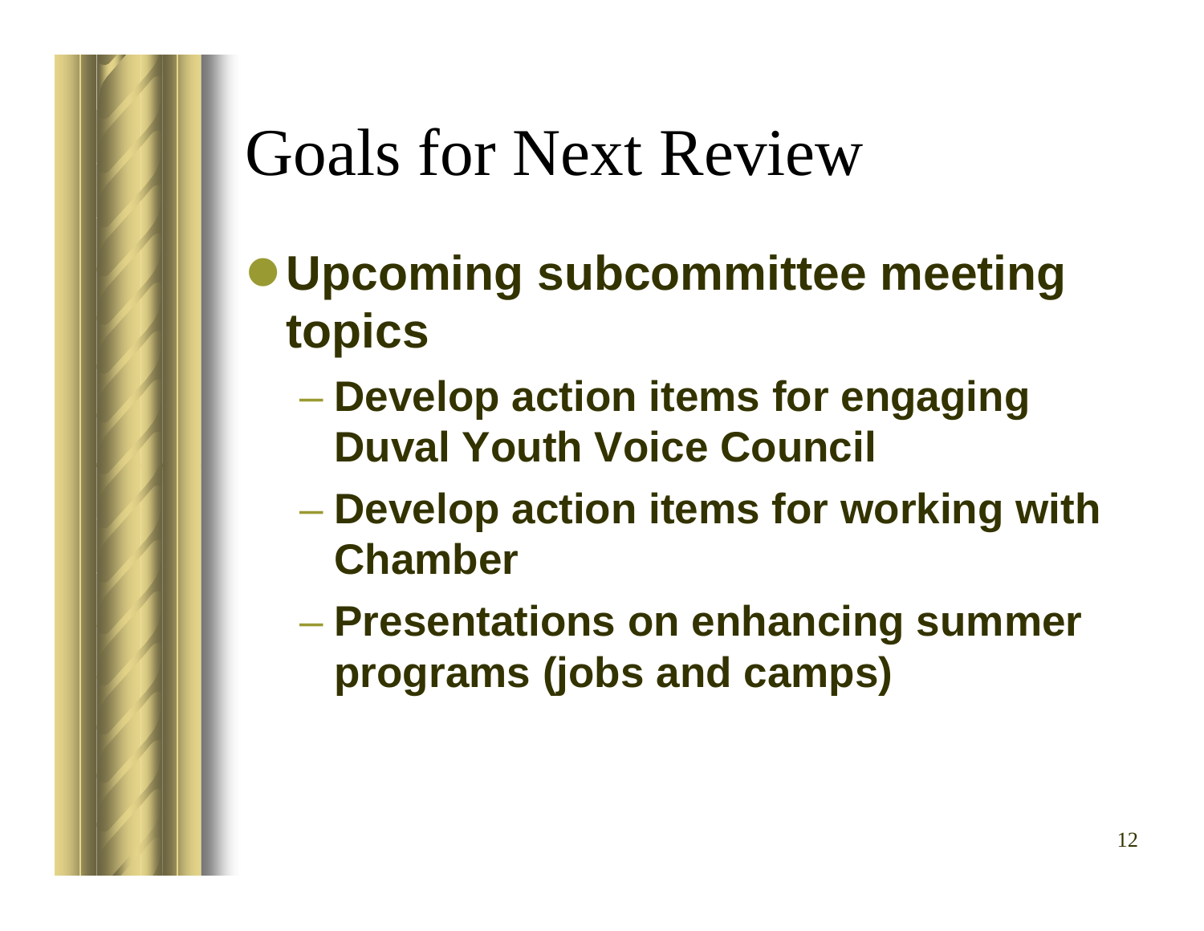# Goals for Next Review

- **Upcoming subcommittee meeting topics**
  - **Develop action items for engaging Duval Youth Voice Council**
  - **Develop action items for working with Chamber**
  - **Presentations on enhancing summer programs (jobs and camps)**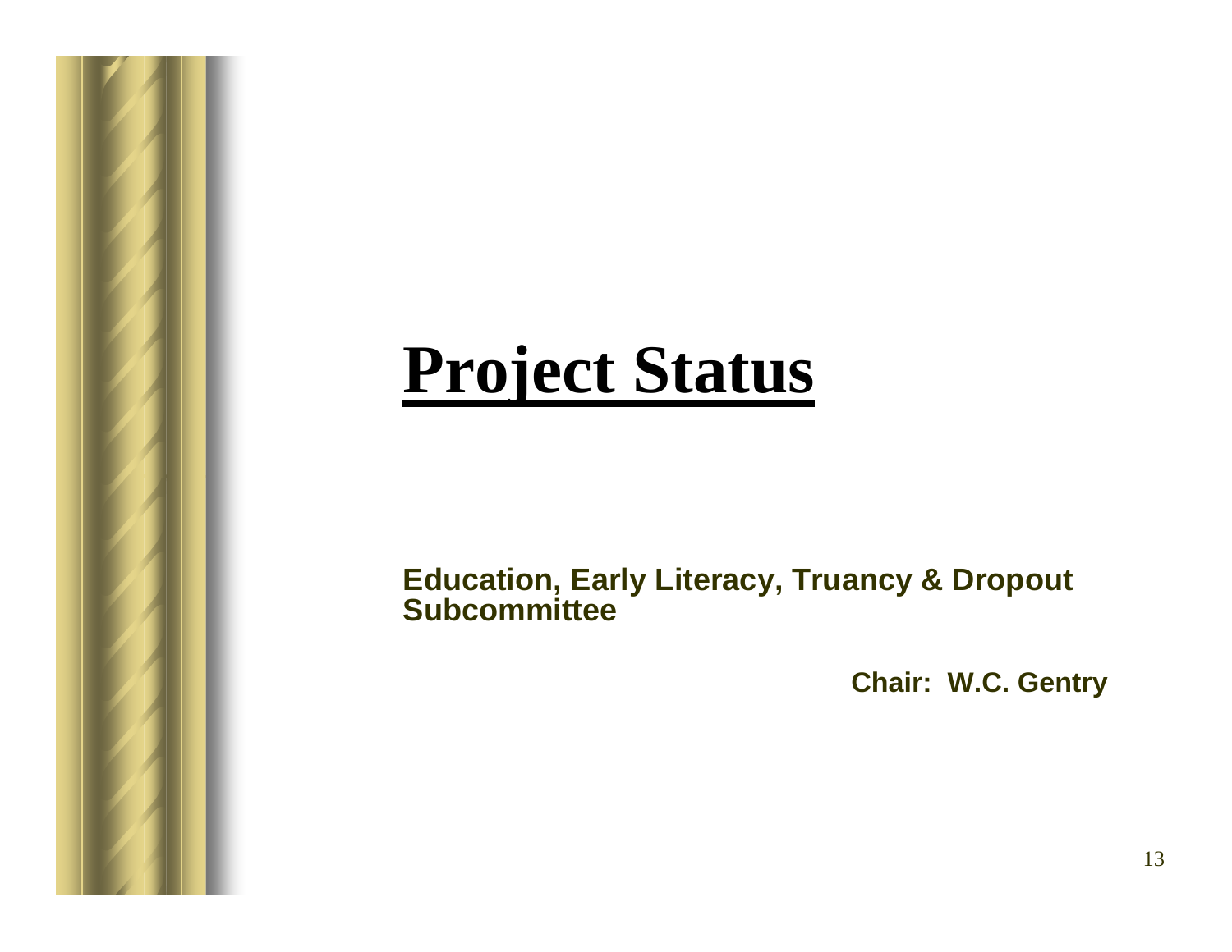# Project Status

**Education, Early Literacy, Truancy & Dropout Subcommittee**

**Chair: W.C. Gentry**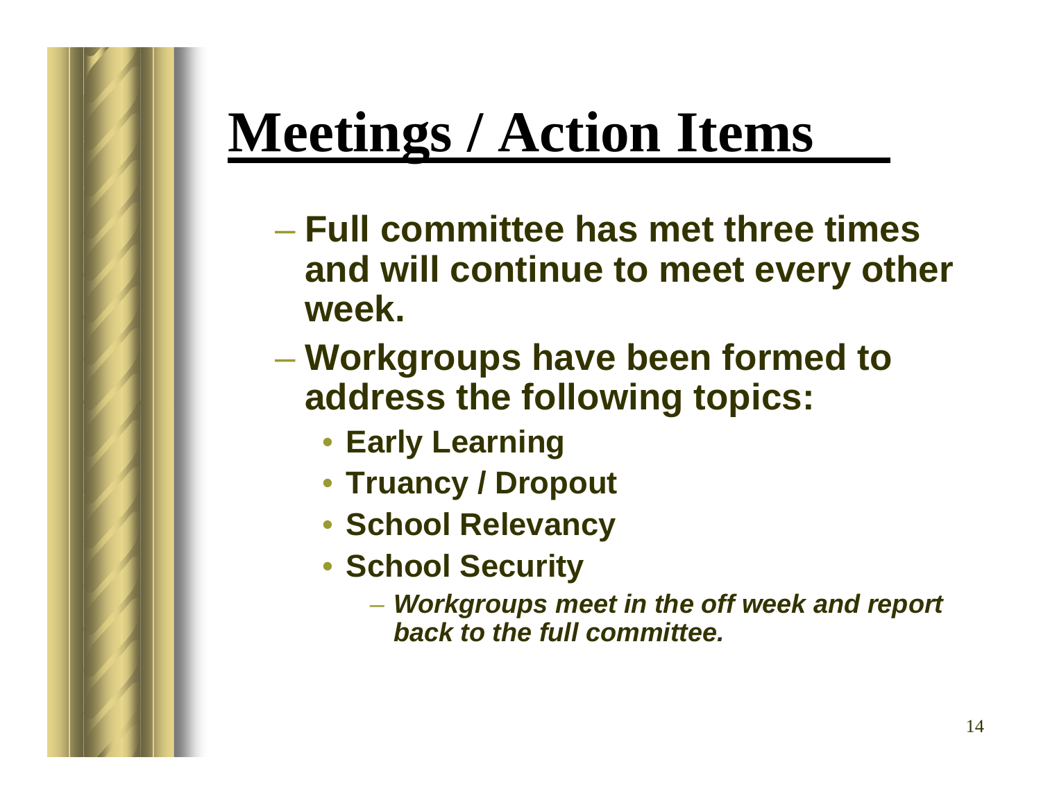# Meetings / Action Items

- **Full committee has met three times and will continue to meet every other week.**
- **Workgroups have been formed to address the following topics:**
  - **Early Learning**
  - **Truancy / Dropout**
  - **School Relevancy**
  - **School Security**
    - ***Workgroups meet in the off week and report back to the full committee.***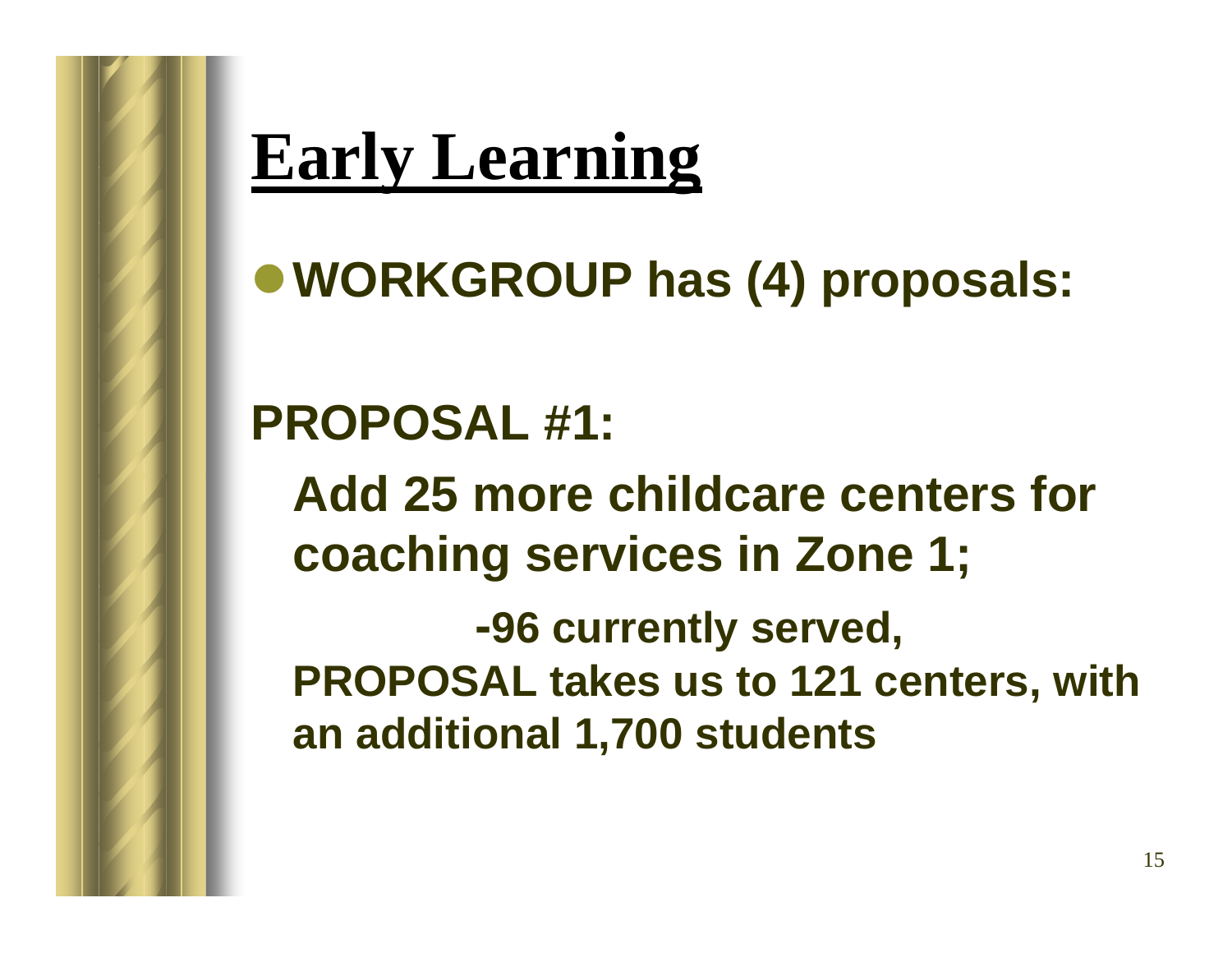# Early Learning

- **WORKGROUP has (4) proposals:**

**PROPOSAL #1:**

**Add 25 more childcare centers for coaching services in Zone 1;**

**-96 currently served,**

**PROPOSAL takes us to 121 centers, with an additional 1,700 students**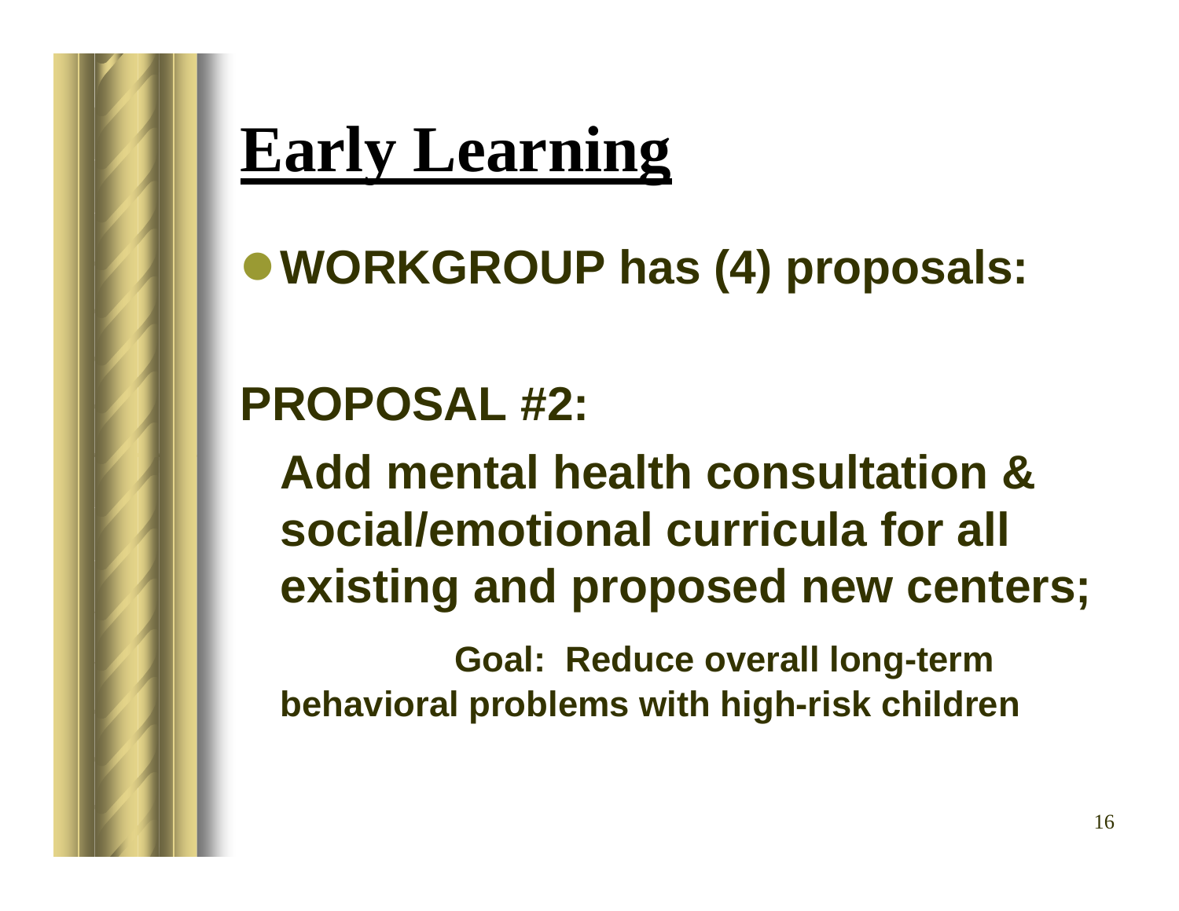# Early Learning

- **WORKGROUP has (4) proposals:**

**PROPOSAL #2:**

**Add mental health consultation & social/emotional curricula for all existing and proposed new centers;**

**Goal: Reduce overall long-term behavioral problems with high-risk children**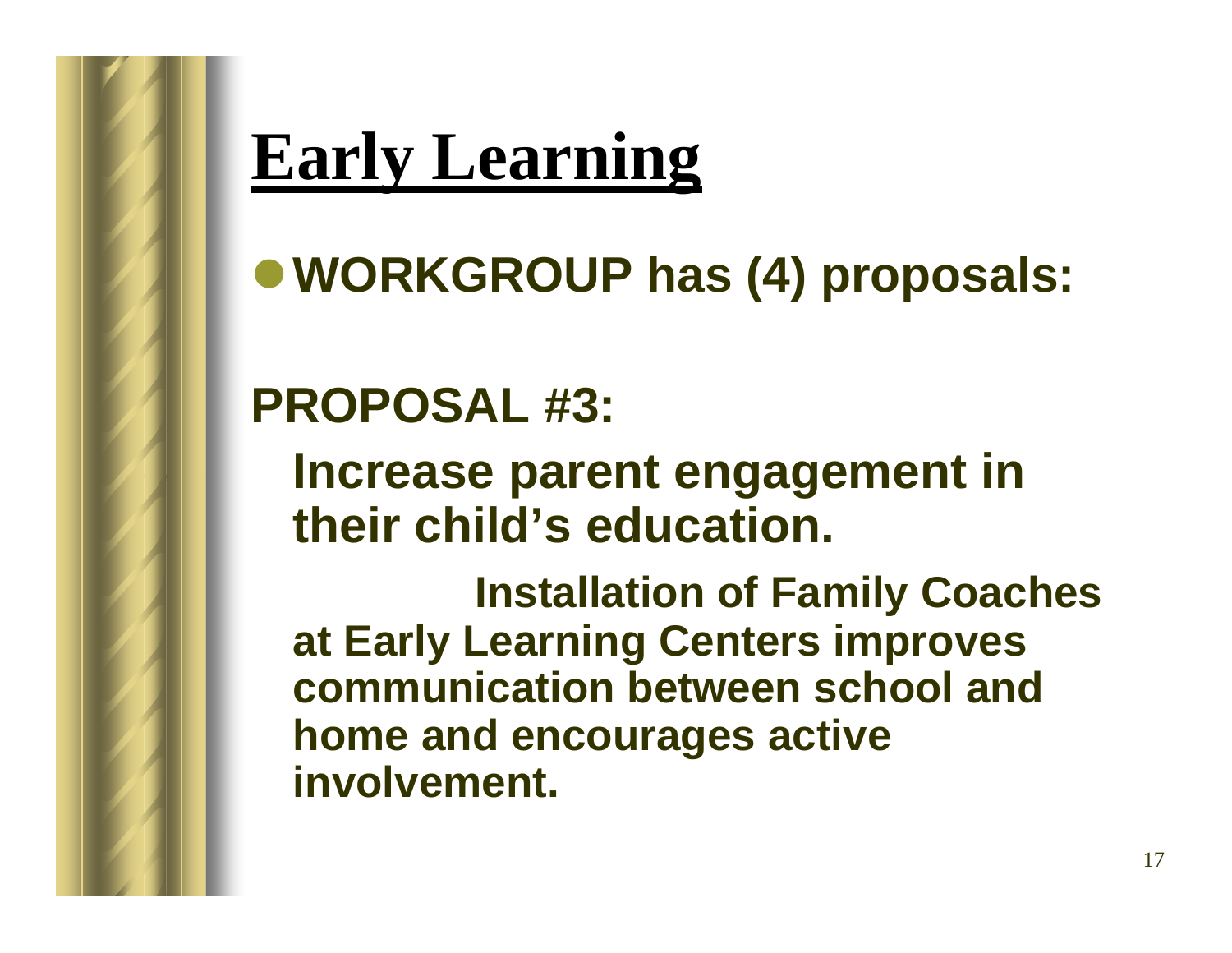# Early Learning

- **WORKGROUP has (4) proposals:**

**PROPOSAL #3:**

**Increase parent engagement in their child's education.**

**Installation of Family Coaches at Early Learning Centers improves communication between school and home and encourages active involvement.**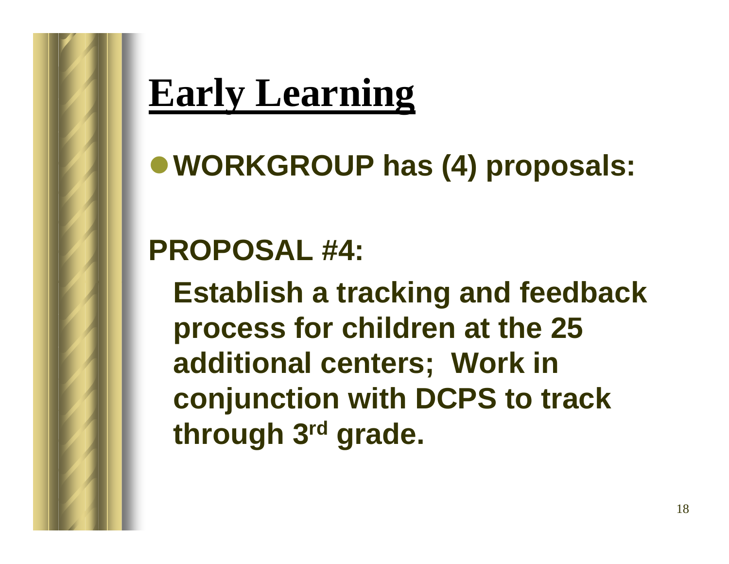# Early Learning

- **WORKGROUP has (4) proposals:**

**PROPOSAL #4:**

**Establish a tracking and feedback process for children at the 25 additional centers; Work in conjunction with DCPS to track through 3rd grade.**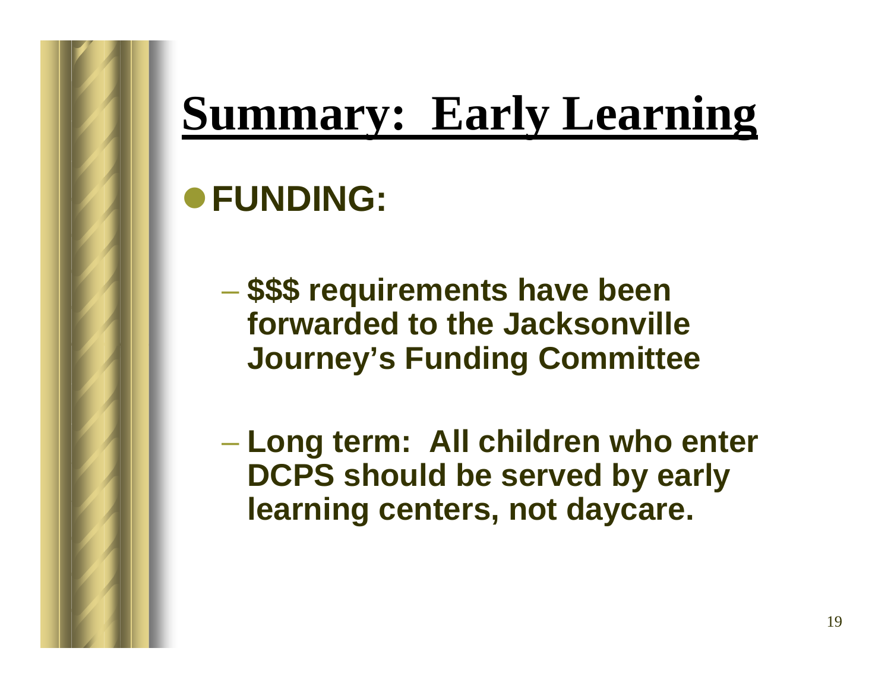# Summary: Early Learning

- **FUNDING:**
  - **$$$ requirements have been forwarded to the Jacksonville Journey's Funding Committee**
  - **Long term: All children who enter DCPS should be served by early learning centers, not daycare.**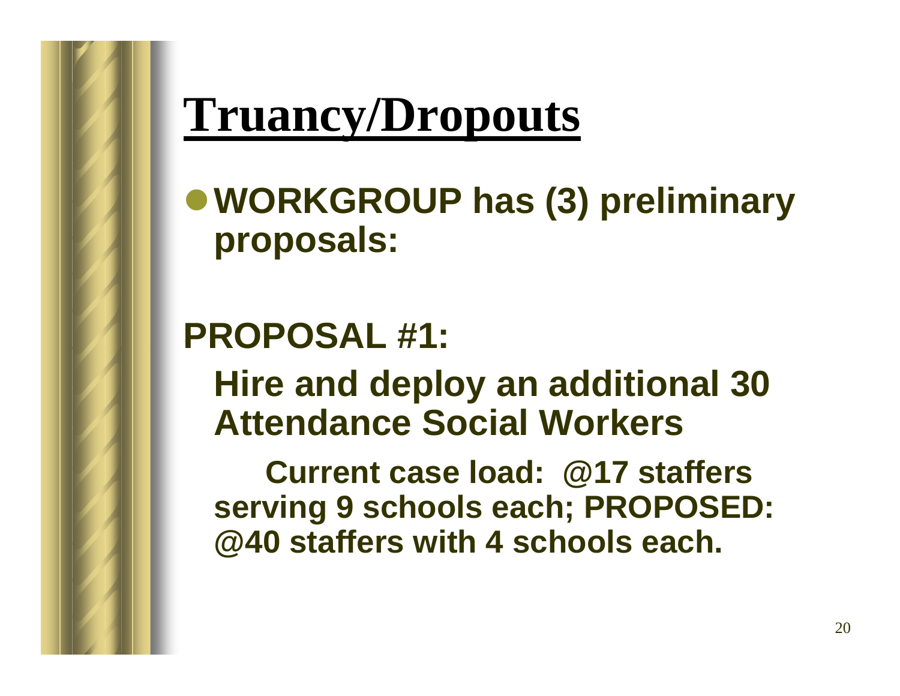# Truancy/Dropouts

- **WORKGROUP has (3) preliminary proposals:**

**PROPOSAL #1:**

**Hire and deploy an additional 30 Attendance Social Workers**

**Current case load: @17 staffers serving 9 schools each; PROPOSED: @40 staffers with 4 schools each.**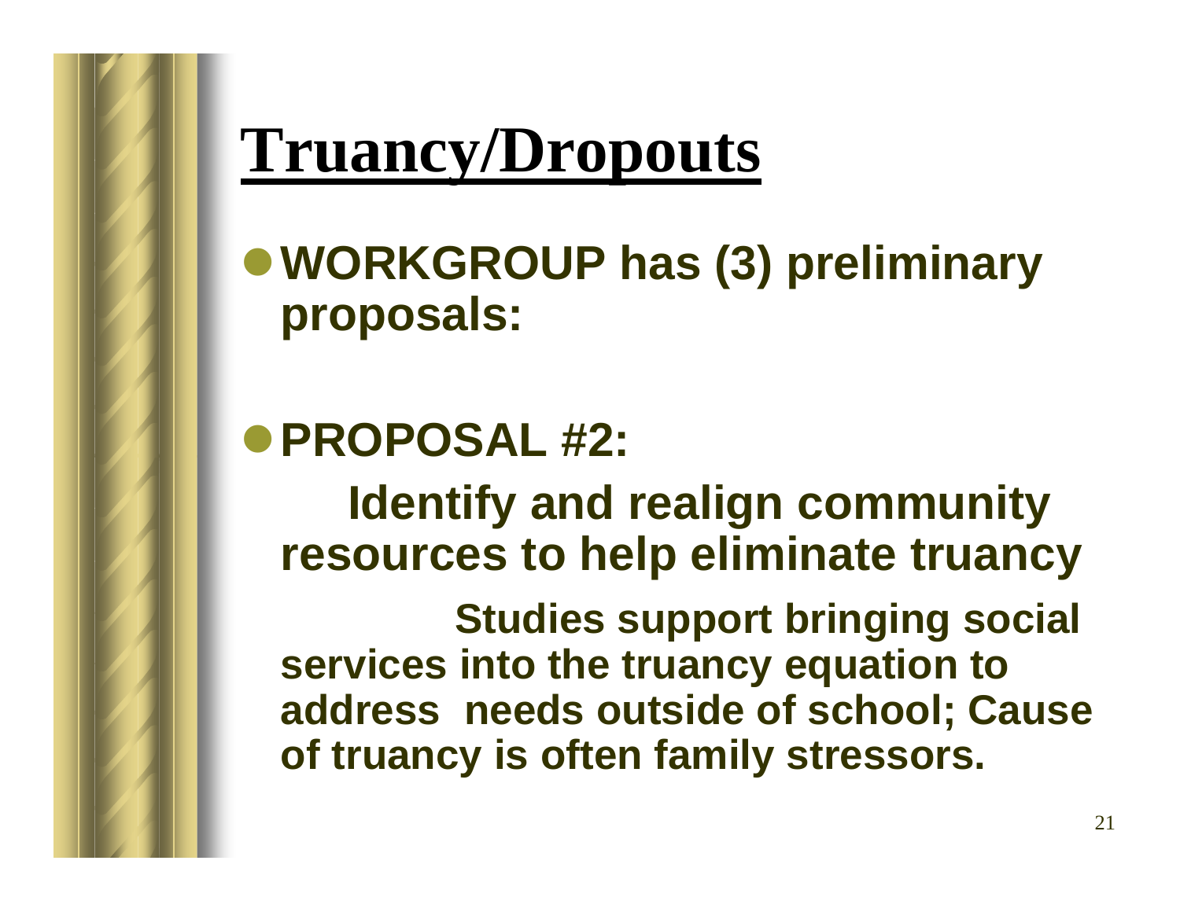# Truancy/Dropouts

- **WORKGROUP has (3) preliminary proposals:**

- **PROPOSAL #2:**

  **Identify and realign community resources to help eliminate truancy**

  **Studies support bringing social services into the truancy equation to address needs outside of school; Cause of truancy is often family stressors.**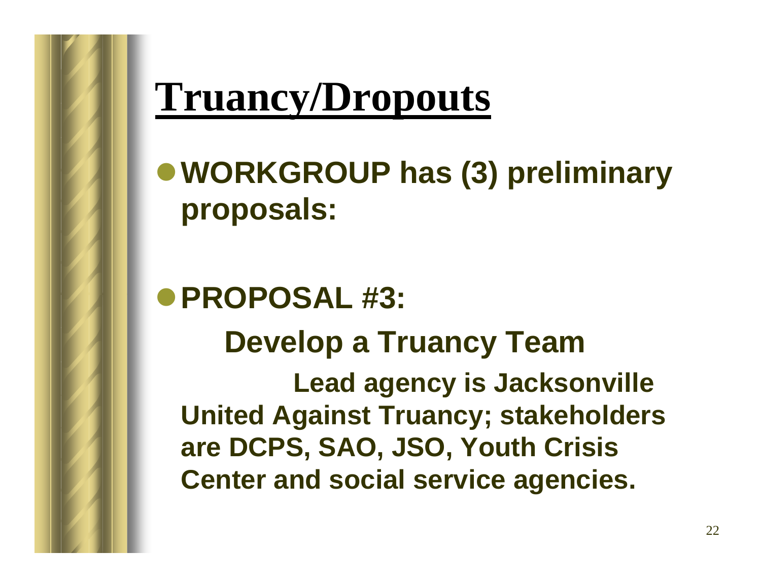# Truancy/Dropouts

- **WORKGROUP has (3) preliminary proposals:**

- **PROPOSAL #3:**

  **Develop a Truancy Team**

  **Lead agency is Jacksonville United Against Truancy; stakeholders are DCPS, SAO, JSO, Youth Crisis Center and social service agencies.**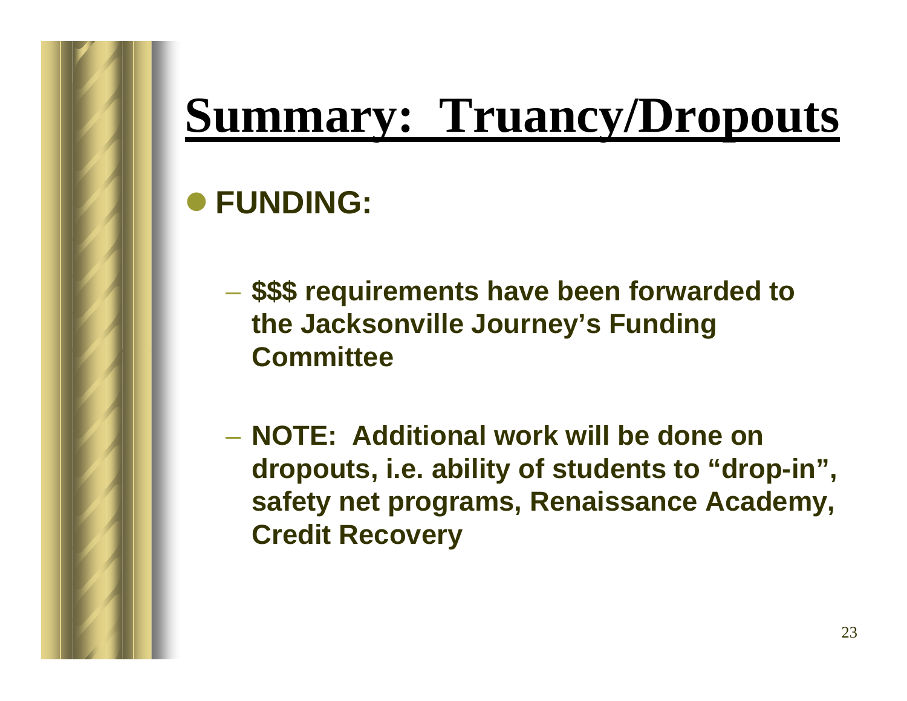# Summary: Truancy/Dropouts

- **FUNDING:**
  - **$$$ requirements have been forwarded to the Jacksonville Journey's Funding Committee**
  - **NOTE: Additional work will be done on dropouts, i.e. ability of students to "drop-in", safety net programs, Renaissance Academy, Credit Recovery**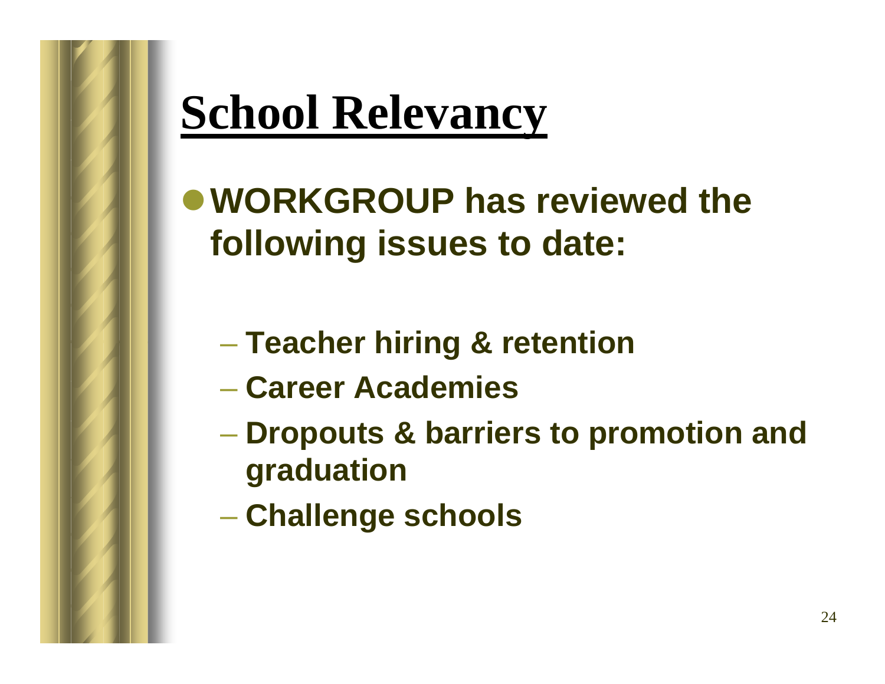# School Relevancy

- **WORKGROUP has reviewed the following issues to date:**
  - **Teacher hiring & retention**
  - **Career Academies**
  - **Dropouts & barriers to promotion and graduation**
  - **Challenge schools**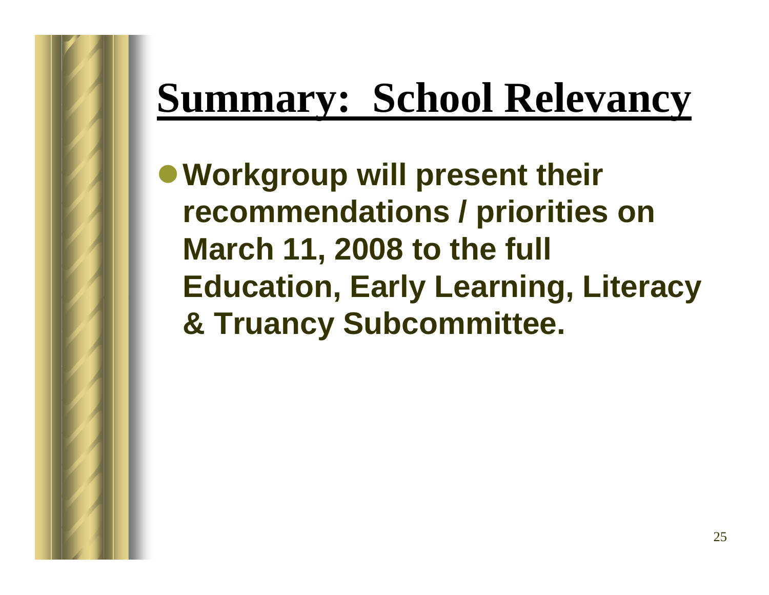# Summary: School Relevancy

- **Workgroup will present their recommendations / priorities on March 11, 2008 to the full Education, Early Learning, Literacy & Truancy Subcommittee.**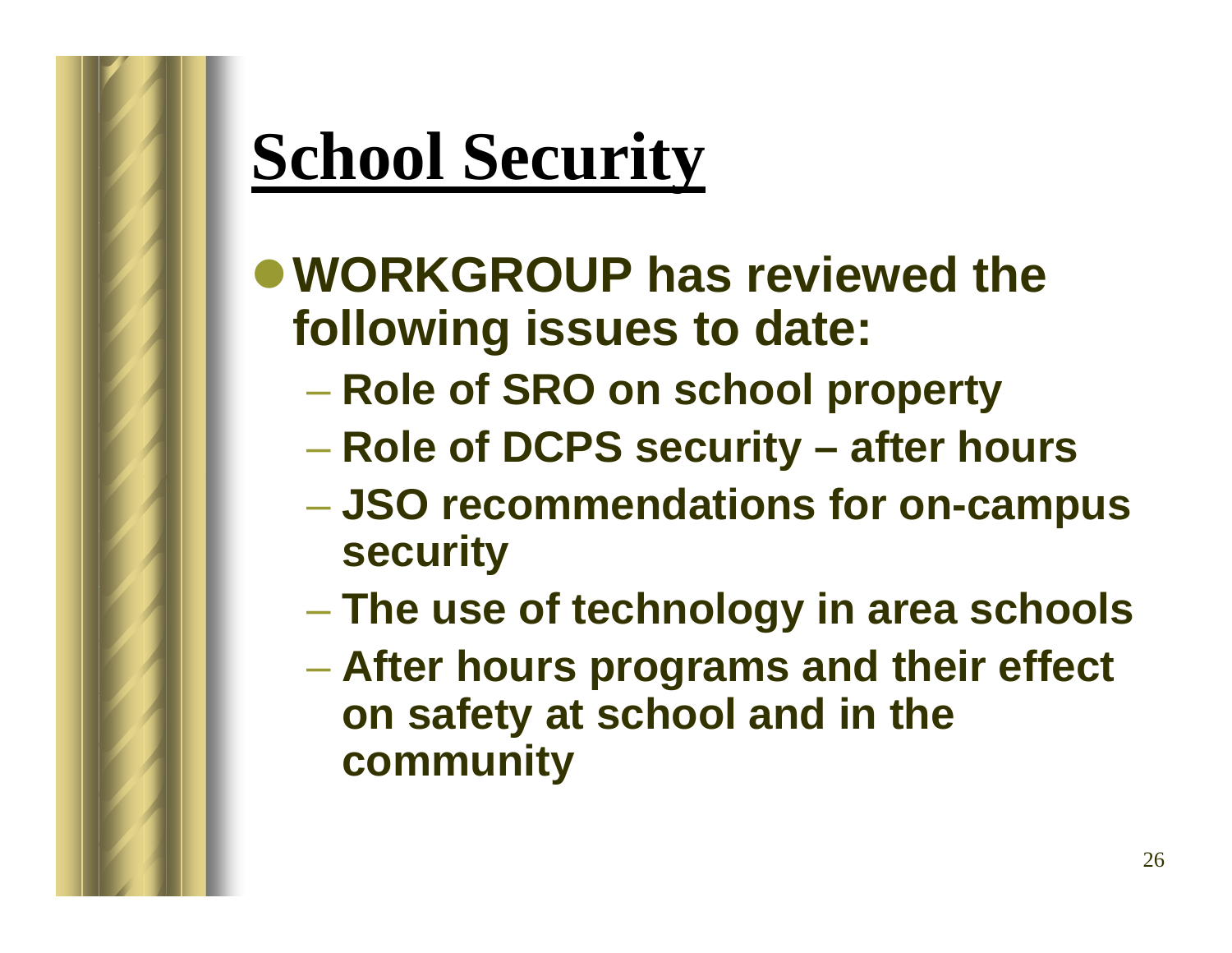# School Security

- **WORKGROUP has reviewed the following issues to date:**
  - **Role of SRO on school property**
  - **Role of DCPS security – after hours**
  - **JSO recommendations for on-campus security**
  - **The use of technology in area schools**
  - **After hours programs and their effect on safety at school and in the community**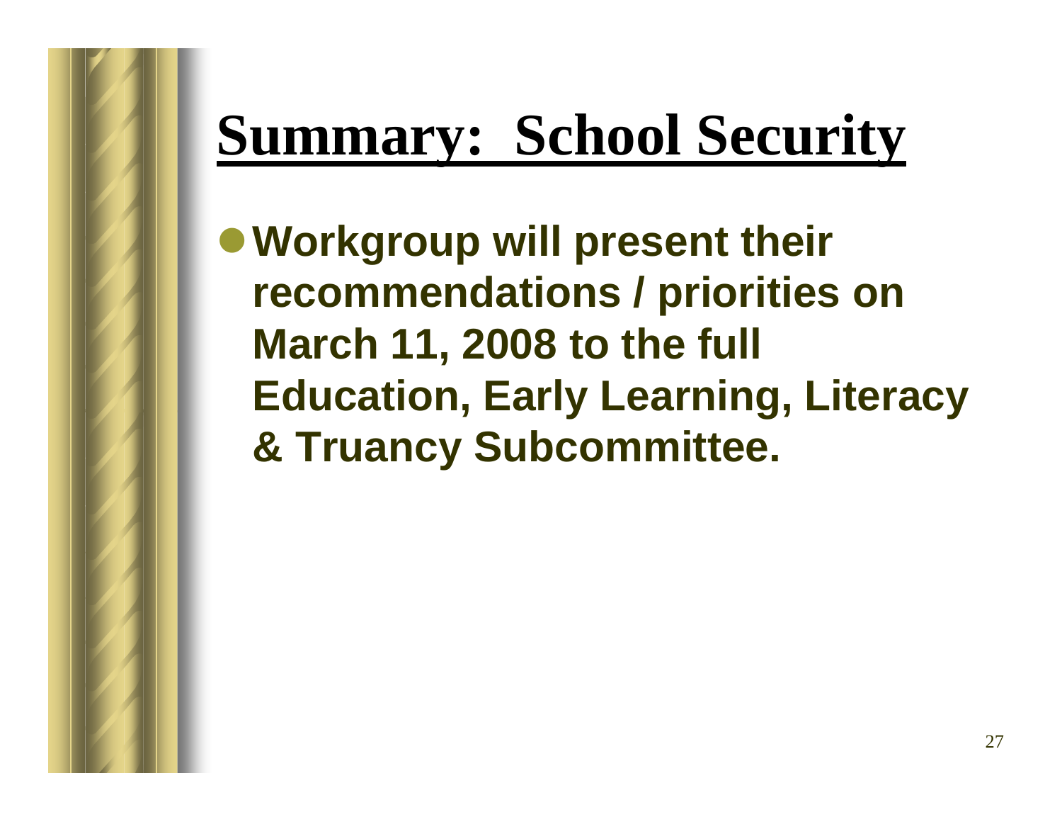# Summary: School Security

- **Workgroup will present their recommendations / priorities on March 11, 2008 to the full Education, Early Learning, Literacy & Truancy Subcommittee.**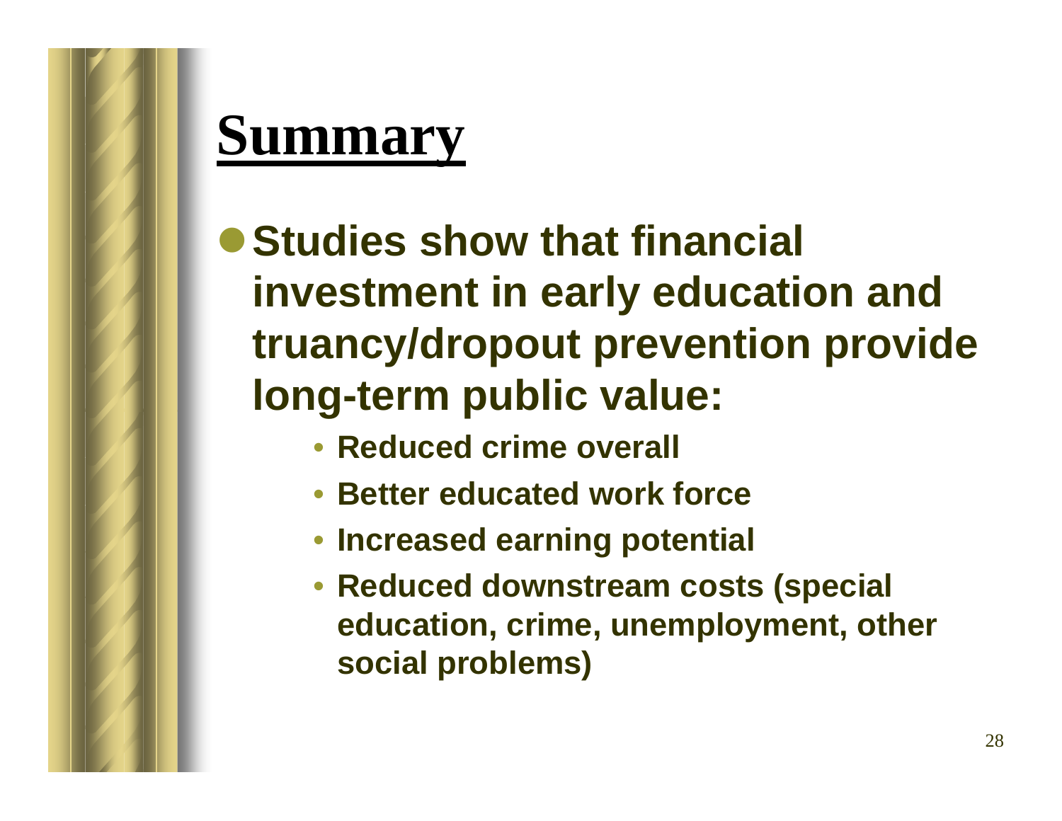# Summary

- **Studies show that financial investment in early education and truancy/dropout prevention provide long-term public value:**
  - **Reduced crime overall**
  - **Better educated work force**
  - **Increased earning potential**
  - **Reduced downstream costs (special education, crime, unemployment, other social problems)**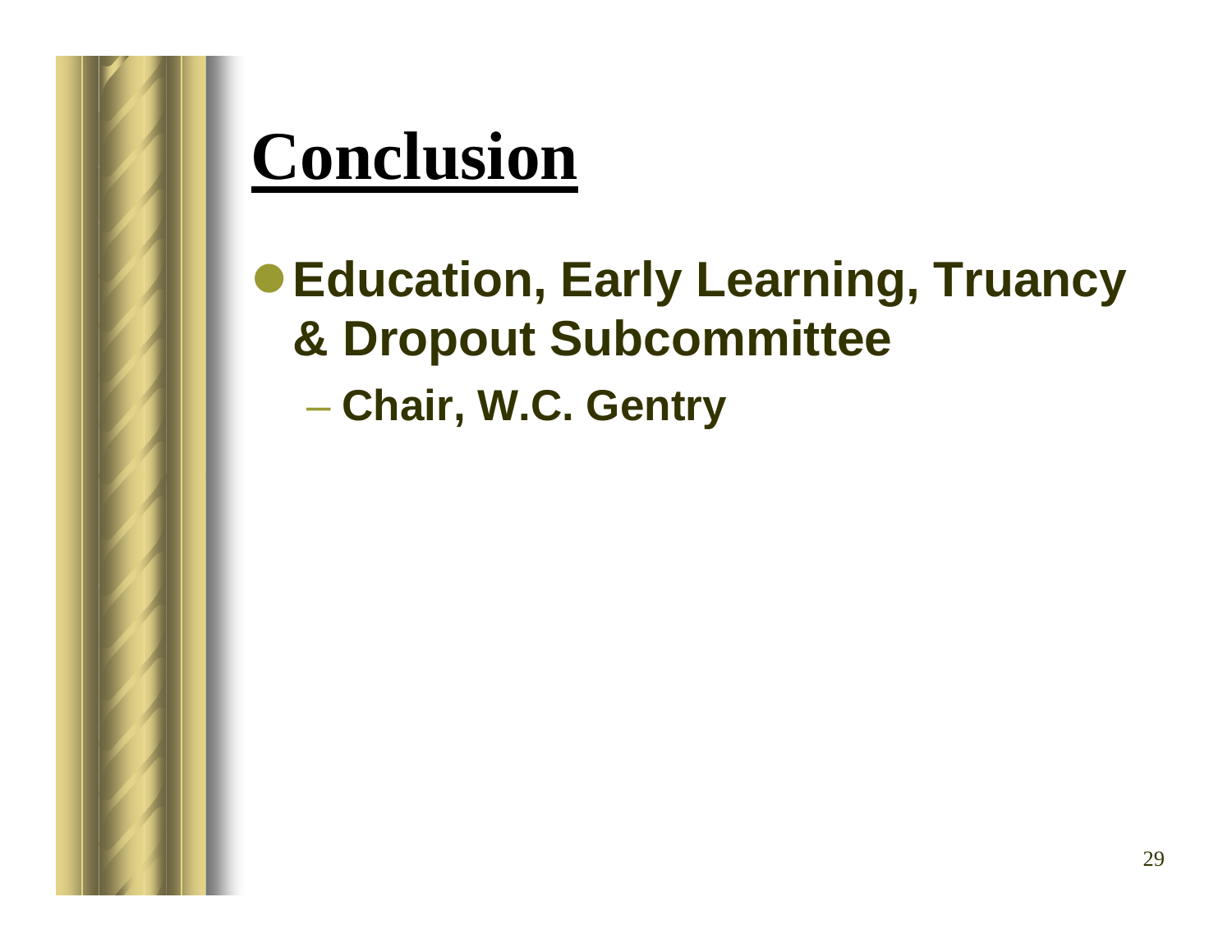# Conclusion

- **Education, Early Learning, Truancy & Dropout Subcommittee**
  - **Chair, W.C. Gentry**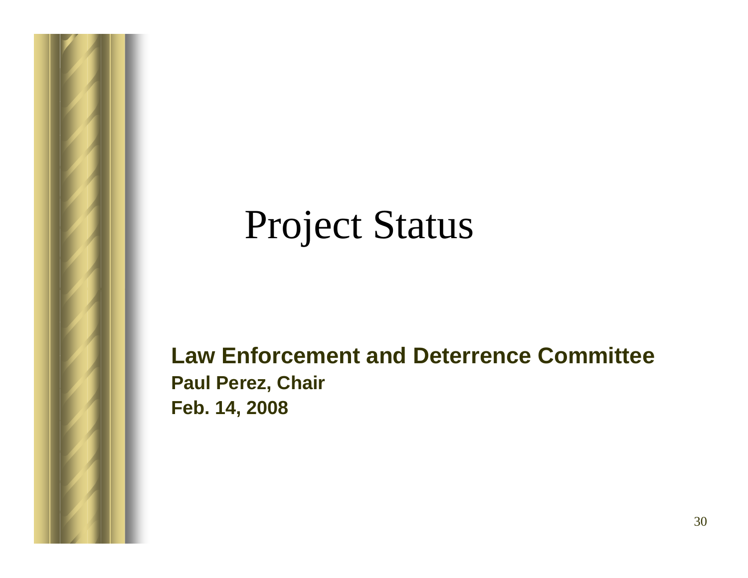# Project Status

**Law Enforcement and Deterrence Committee**

**Paul Perez, Chair**

**Feb. 14, 2008**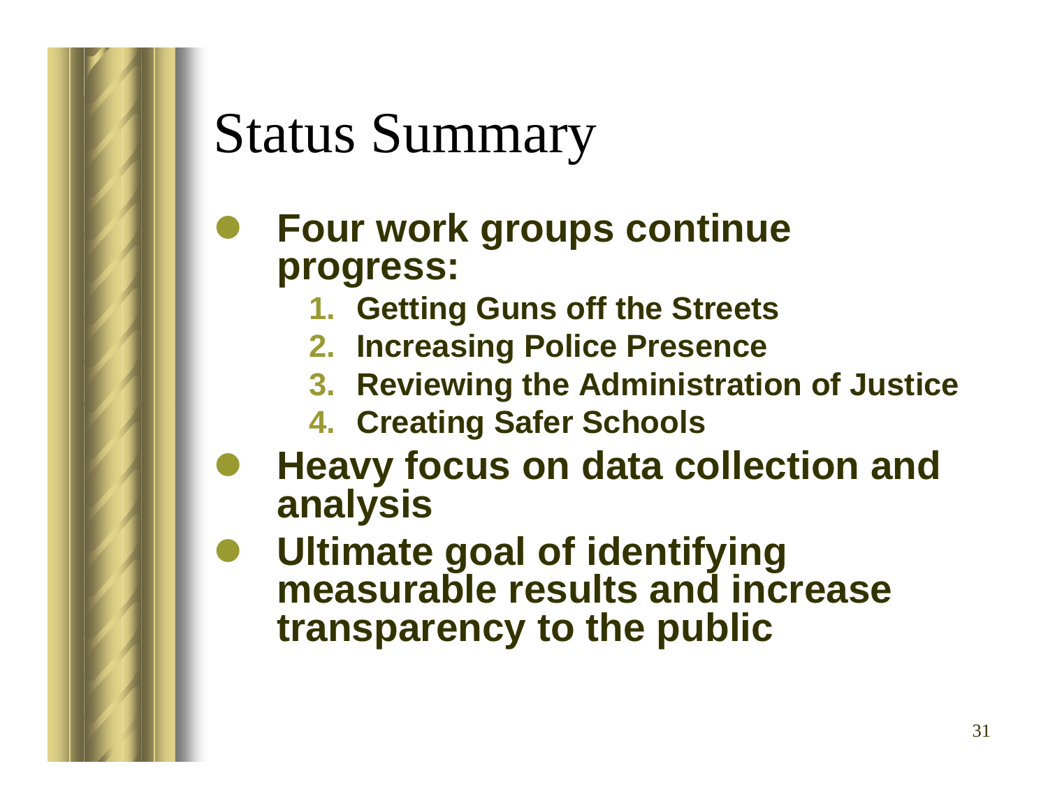# Status Summary

- **Four work groups continue progress:**
  1. **Getting Guns off the Streets**
  2. **Increasing Police Presence**
  3. **Reviewing the Administration of Justice**
  4. **Creating Safer Schools**
- **Heavy focus on data collection and analysis**
- **Ultimate goal of identifying measurable results and increase transparency to the public**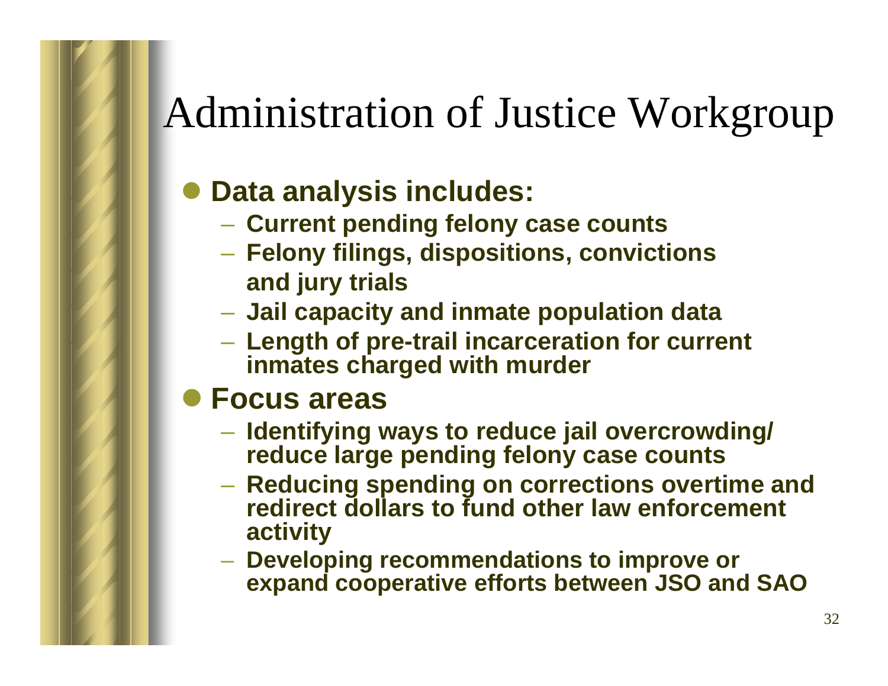# Administration of Justice Workgroup

- **Data analysis includes:**
  - **Current pending felony case counts**
  - **Felony filings, dispositions, convictions and jury trials**
  - **Jail capacity and inmate population data**
  - **Length of pre-trail incarceration for current inmates charged with murder**
- **Focus areas**
  - **Identifying ways to reduce jail overcrowding/ reduce large pending felony case counts**
  - **Reducing spending on corrections overtime and redirect dollars to fund other law enforcement activity**
  - **Developing recommendations to improve or expand cooperative efforts between JSO and SAO**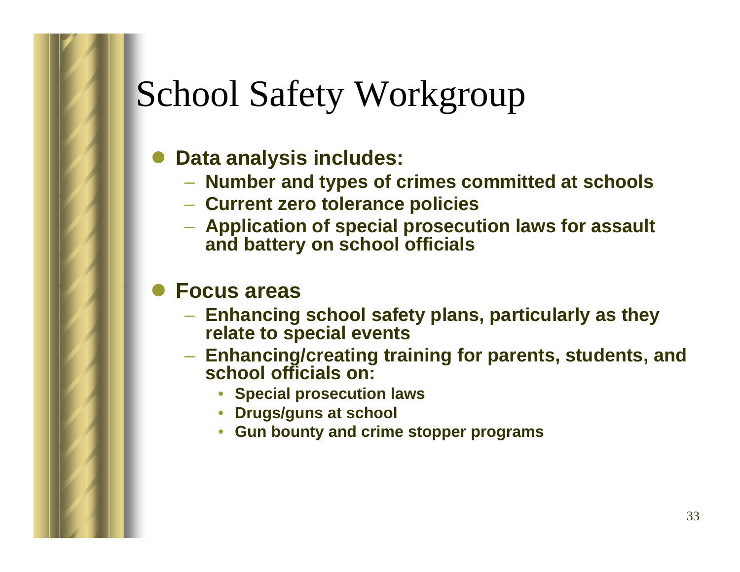# School Safety Workgroup

- **Data analysis includes:**
  - **Number and types of crimes committed at schools**
  - **Current zero tolerance policies**
  - **Application of special prosecution laws for assault and battery on school officials**

- **Focus areas**
  - **Enhancing school safety plans, particularly as they relate to special events**
  - **Enhancing/creating training for parents, students, and school officials on:**
    - **Special prosecution laws**
    - **Drugs/guns at school**
    - **Gun bounty and crime stopper programs**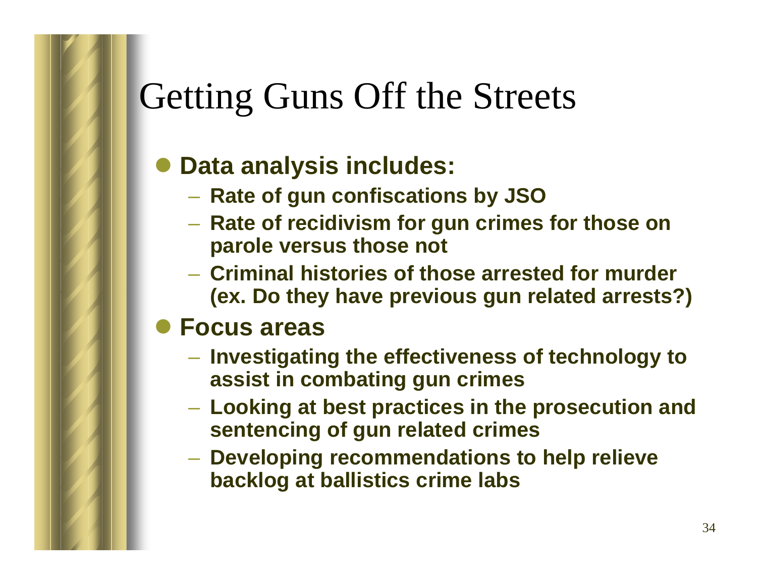# Getting Guns Off the Streets

- **Data analysis includes:**
  - **Rate of gun confiscations by JSO**
  - **Rate of recidivism for gun crimes for those on parole versus those not**
  - **Criminal histories of those arrested for murder (ex. Do they have previous gun related arrests?)**
- **Focus areas**
  - **Investigating the effectiveness of technology to assist in combating gun crimes**
  - **Looking at best practices in the prosecution and sentencing of gun related crimes**
  - **Developing recommendations to help relieve backlog at ballistics crime labs**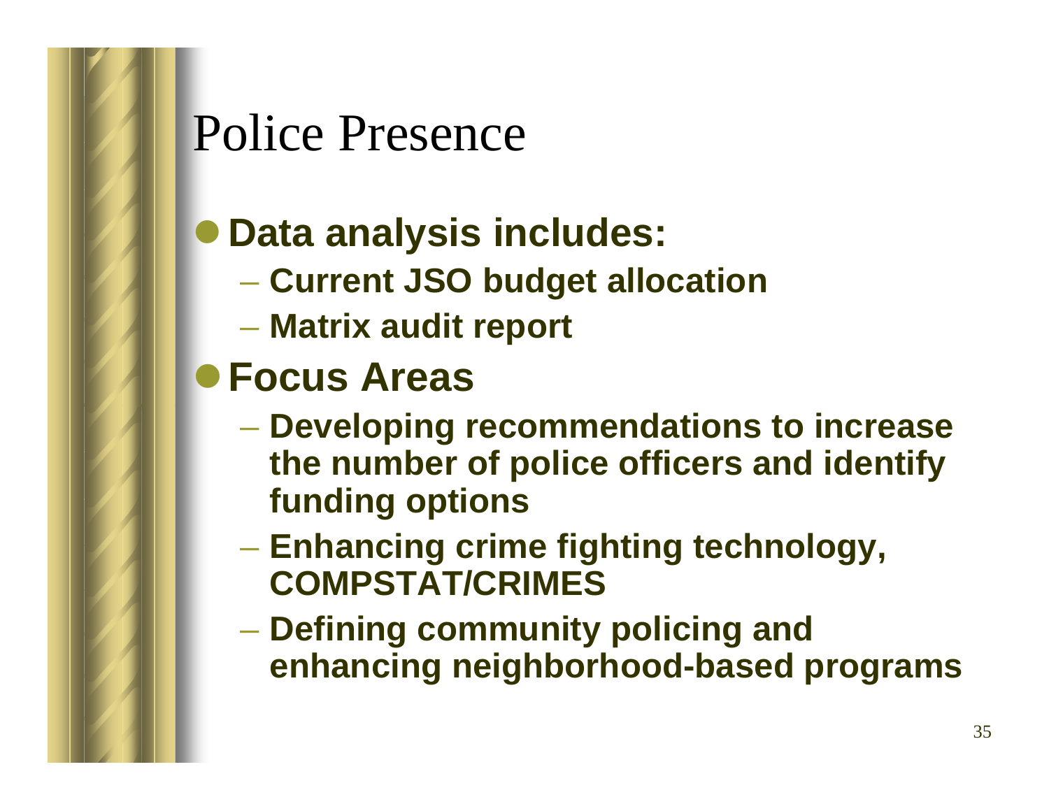# Police Presence

- **Data analysis includes:**
  - **Current JSO budget allocation**
  - **Matrix audit report**
- **Focus Areas**
  - **Developing recommendations to increase the number of police officers and identify funding options**
  - **Enhancing crime fighting technology, COMPSTAT/CRIMES**
  - **Defining community policing and enhancing neighborhood-based programs**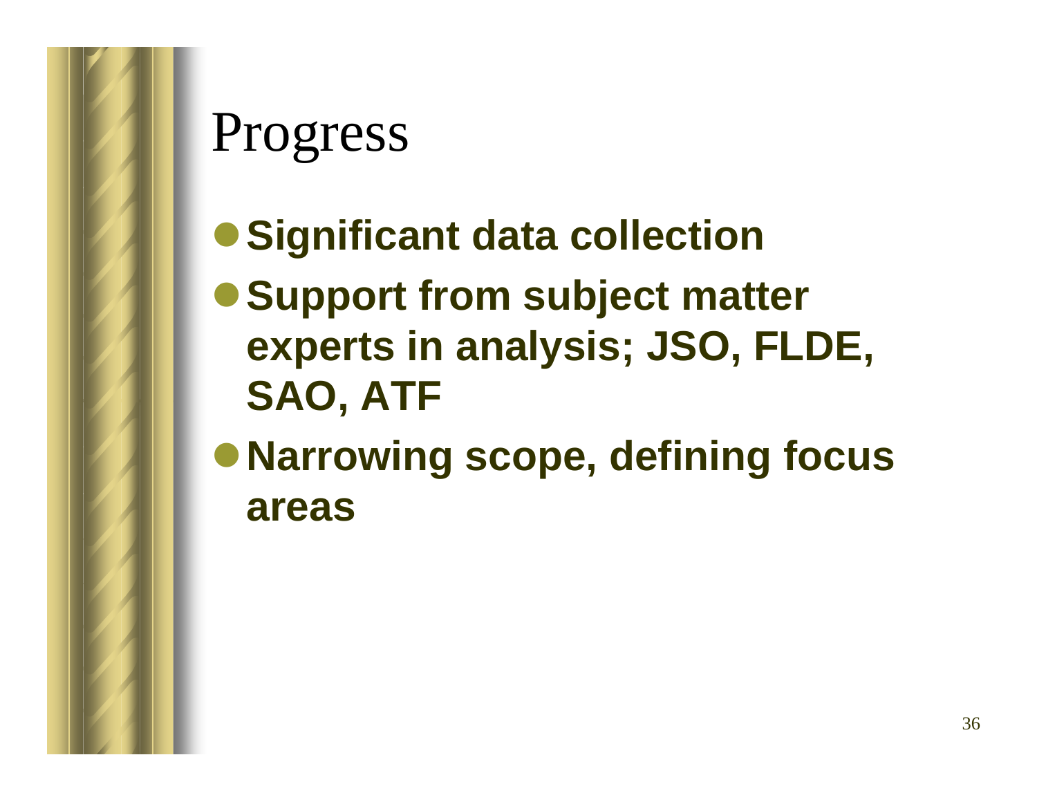# Progress

- **Significant data collection**
- **Support from subject matter experts in analysis; JSO, FLDE, SAO, ATF**
- **Narrowing scope, defining focus areas**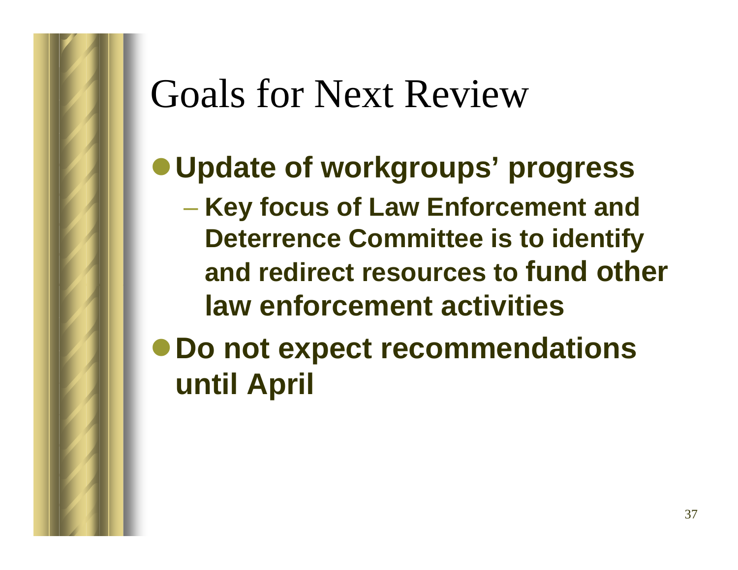# Goals for Next Review

- **Update of workgroups' progress**
  - **Key focus of Law Enforcement and Deterrence Committee is to identify and redirect resources to fund other law enforcement activities**
- **Do not expect recommendations until April**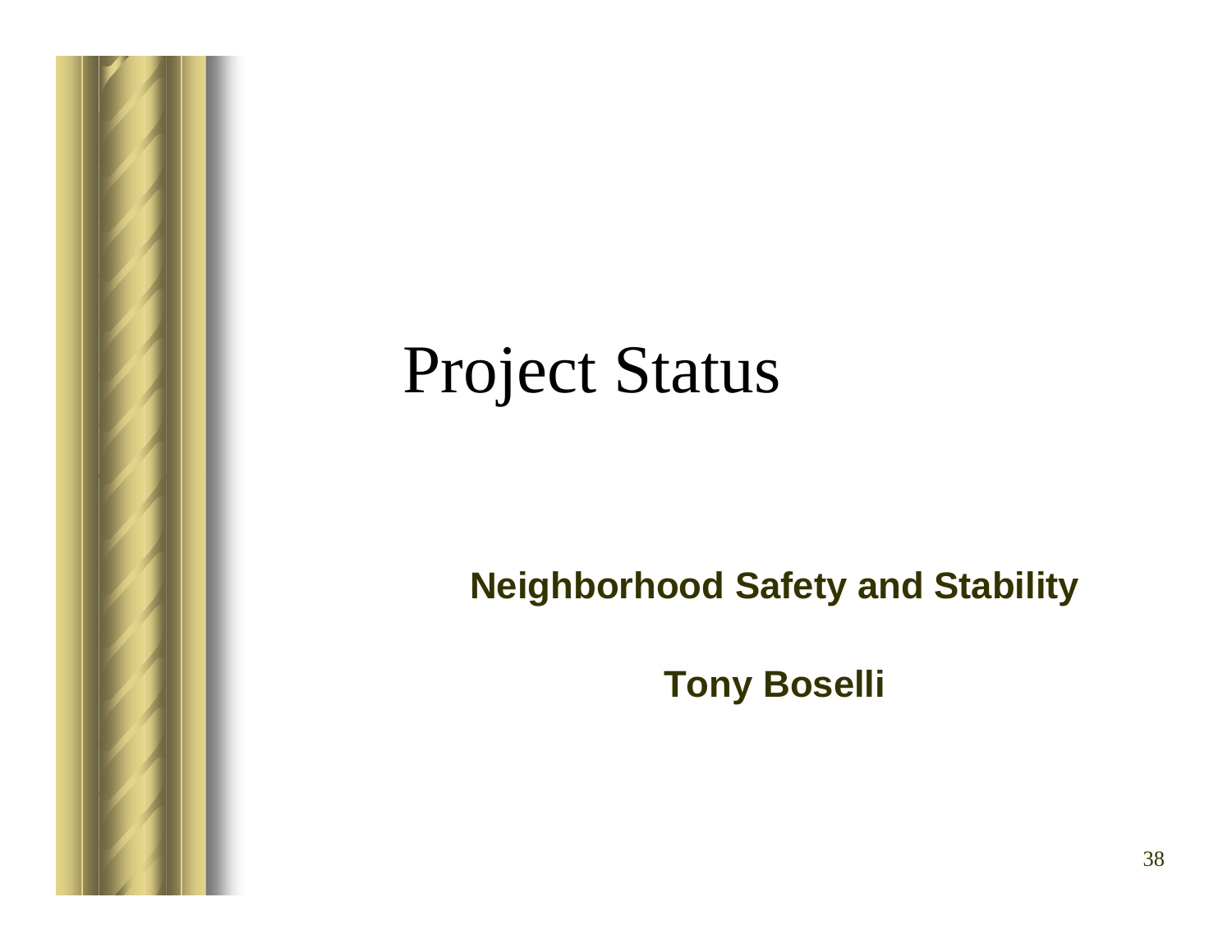# Project Status

**Neighborhood Safety and Stability**

**Tony Boselli**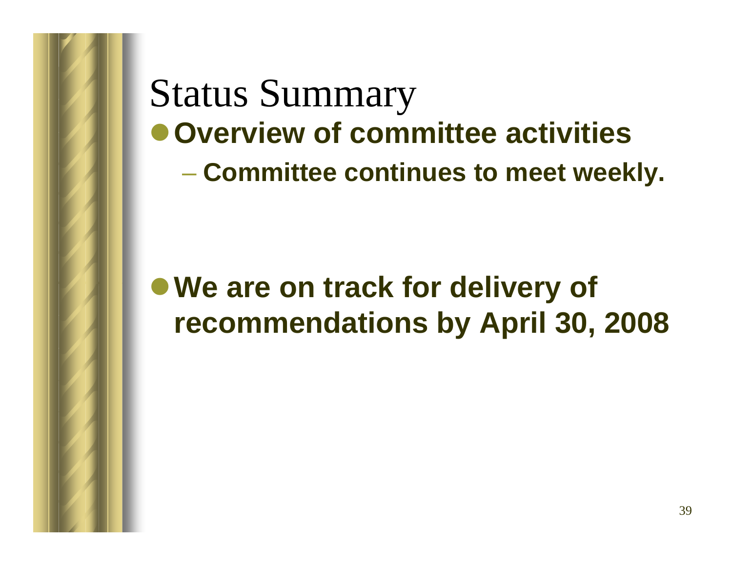# Status Summary

- **Overview of committee activities**
  - **Committee continues to meet weekly.**

- **We are on track for delivery of recommendations by April 30, 2008**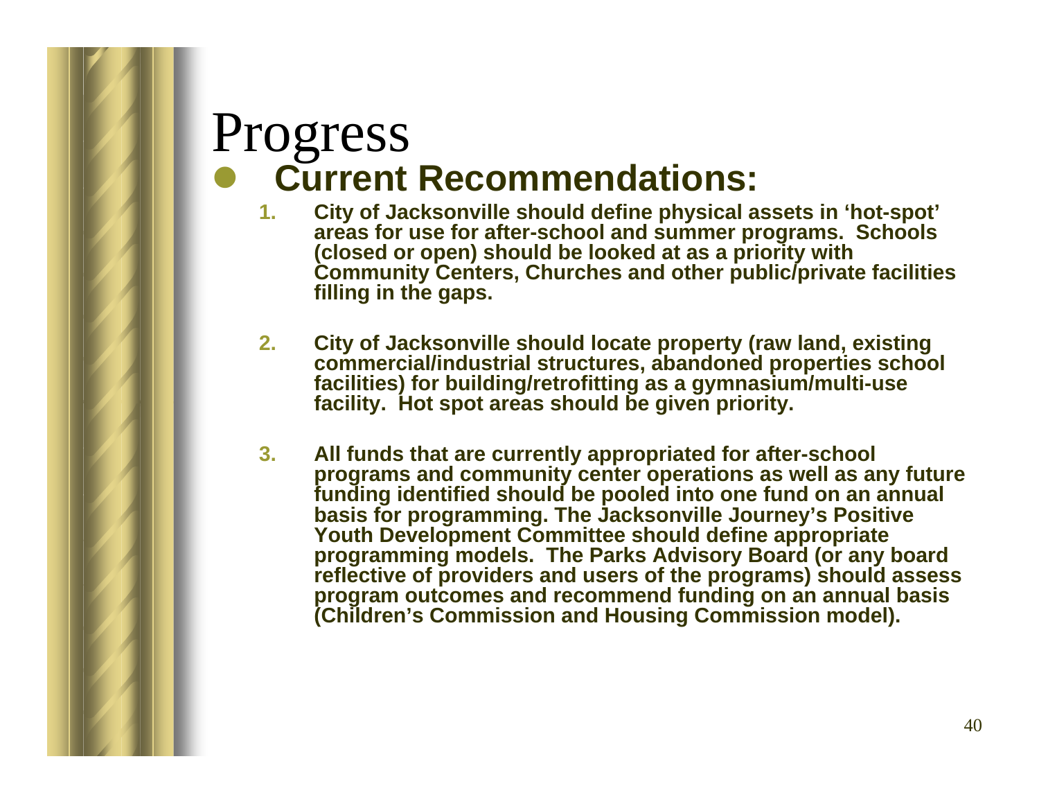# Progress

- **Current Recommendations:**

1. **City of Jacksonville should define physical assets in 'hot-spot' areas for use for after-school and summer programs. Schools (closed or open) should be looked at as a priority with Community Centers, Churches and other public/private facilities filling in the gaps.**

2. **City of Jacksonville should locate property (raw land, existing commercial/industrial structures, abandoned properties school facilities) for building/retrofitting as a gymnasium/multi-use facility. Hot spot areas should be given priority.**

3. **All funds that are currently appropriated for after-school programs and community center operations as well as any future funding identified should be pooled into one fund on an annual basis for programming. The Jacksonville Journey's Positive Youth Development Committee should define appropriate programming models. The Parks Advisory Board (or any board reflective of providers and users of the programs) should assess program outcomes and recommend funding on an annual basis (Children's Commission and Housing Commission model).**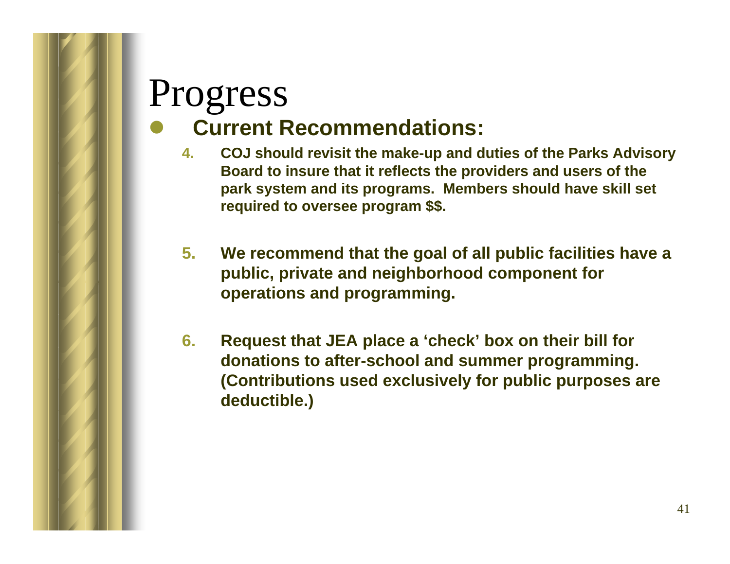# Progress

- **Current Recommendations:**

4. **COJ should revisit the make-up and duties of the Parks Advisory Board to insure that it reflects the providers and users of the park system and its programs. Members should have skill set required to oversee program $$.**

5. **We recommend that the goal of all public facilities have a public, private and neighborhood component for operations and programming.**

6. **Request that JEA place a 'check' box on their bill for donations to after-school and summer programming. (Contributions used exclusively for public purposes are deductible.)**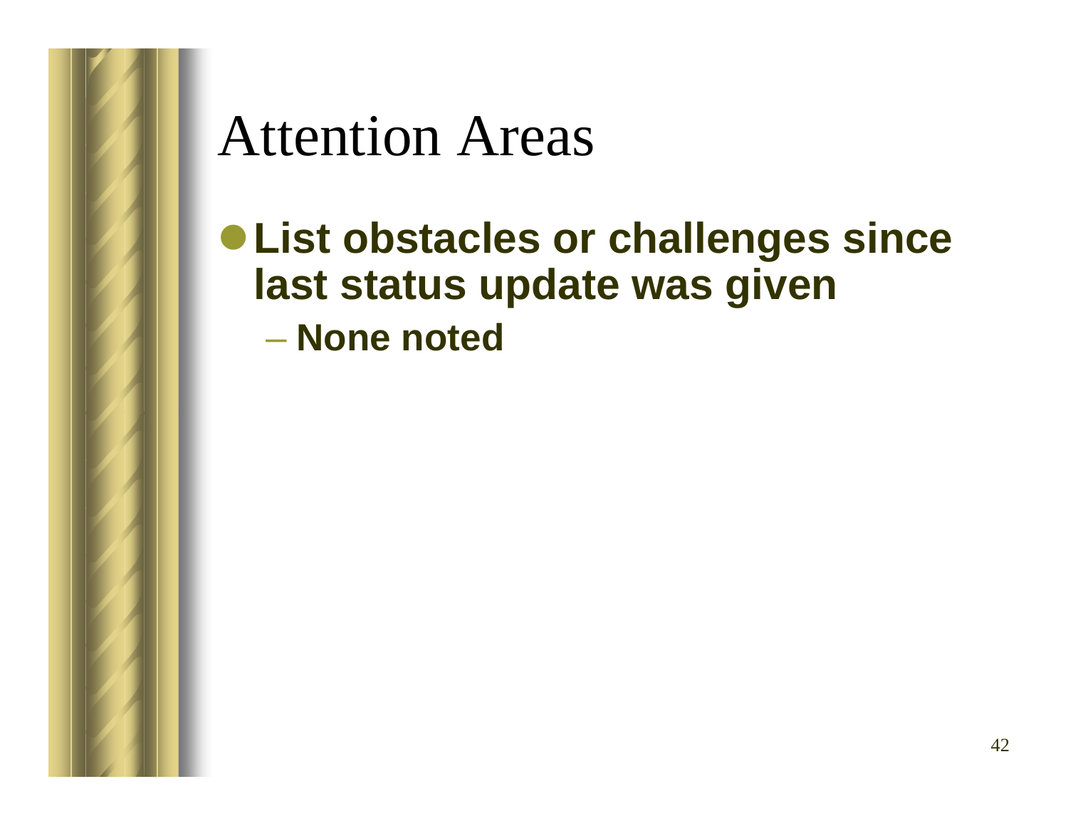# Attention Areas

- **List obstacles or challenges since last status update was given**
  - **None noted**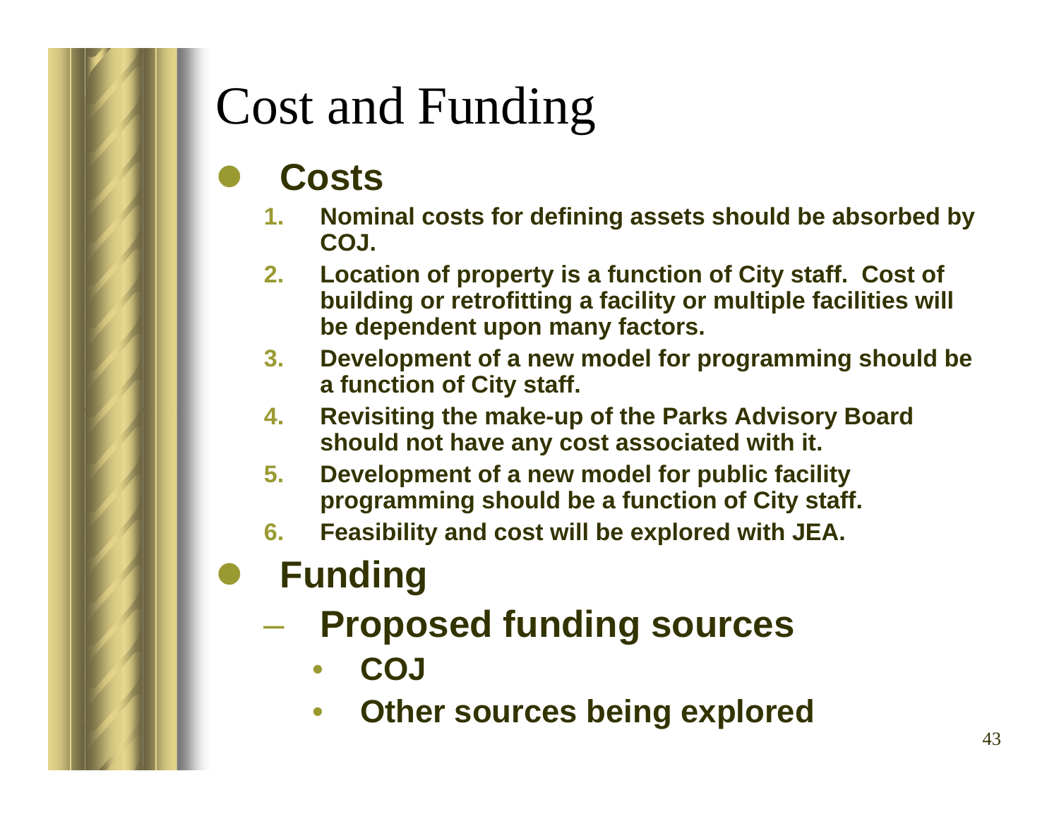# Cost and Funding

- **Costs**
  1. **Nominal costs for defining assets should be absorbed by COJ.**
  2. **Location of property is a function of City staff. Cost of building or retrofitting a facility or multiple facilities will be dependent upon many factors.**
  3. **Development of a new model for programming should be a function of City staff.**
  4. **Revisiting the make-up of the Parks Advisory Board should not have any cost associated with it.**
  5. **Development of a new model for public facility programming should be a function of City staff.**
  6. **Feasibility and cost will be explored with JEA.**
- **Funding**
  - **Proposed funding sources**
    - **COJ**
    - **Other sources being explored**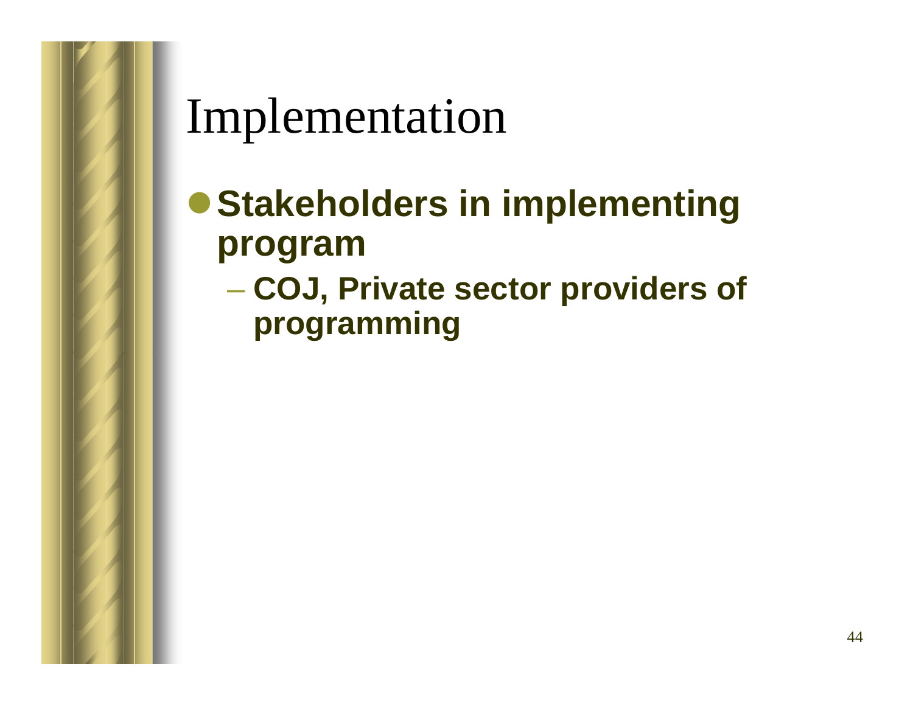# Implementation

- **Stakeholders in implementing program**
  - **COJ, Private sector providers of programming**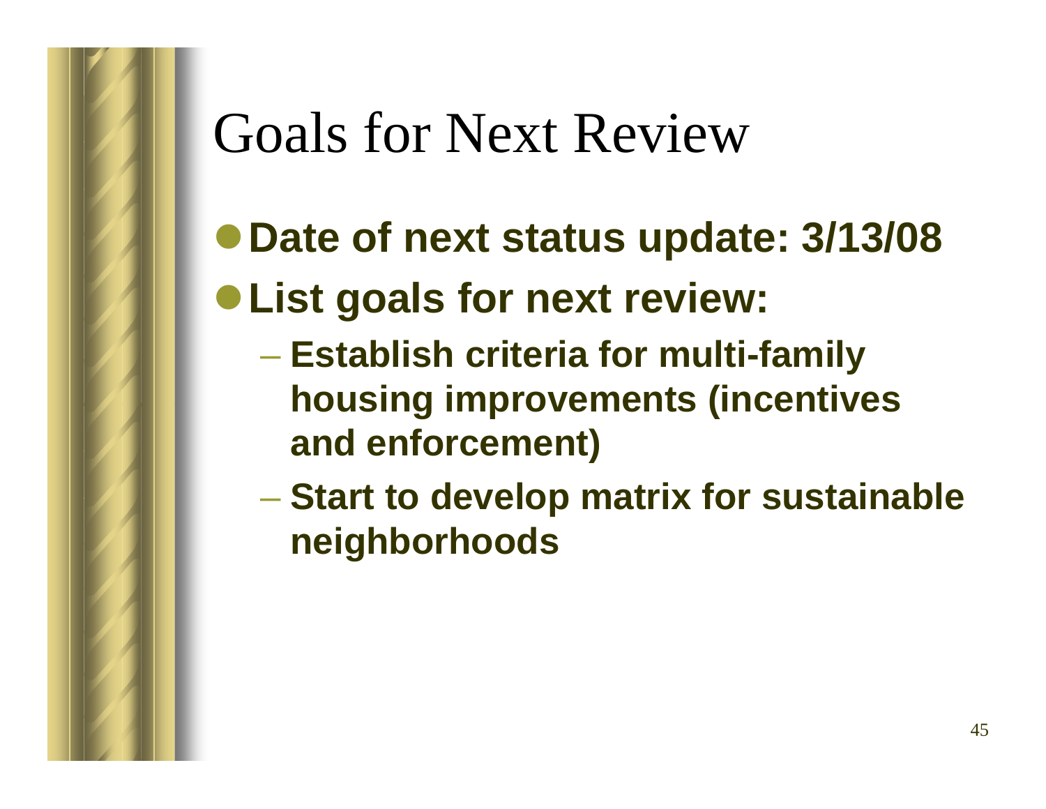# Goals for Next Review

- **Date of next status update: 3/13/08**
- **List goals for next review:**
  - **Establish criteria for multi-family housing improvements (incentives and enforcement)**
  - **Start to develop matrix for sustainable neighborhoods**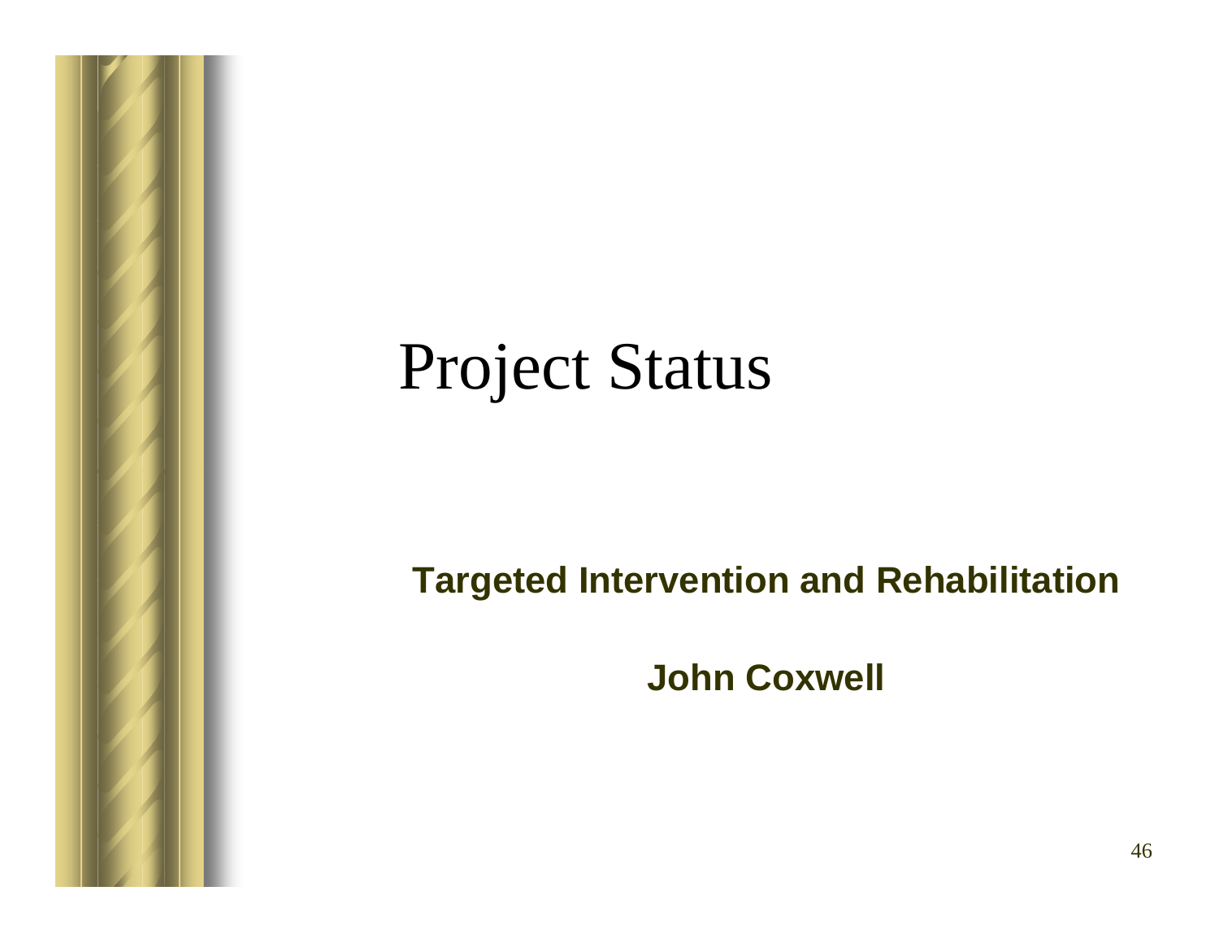# Project Status

**Targeted Intervention and Rehabilitation**

**John Coxwell**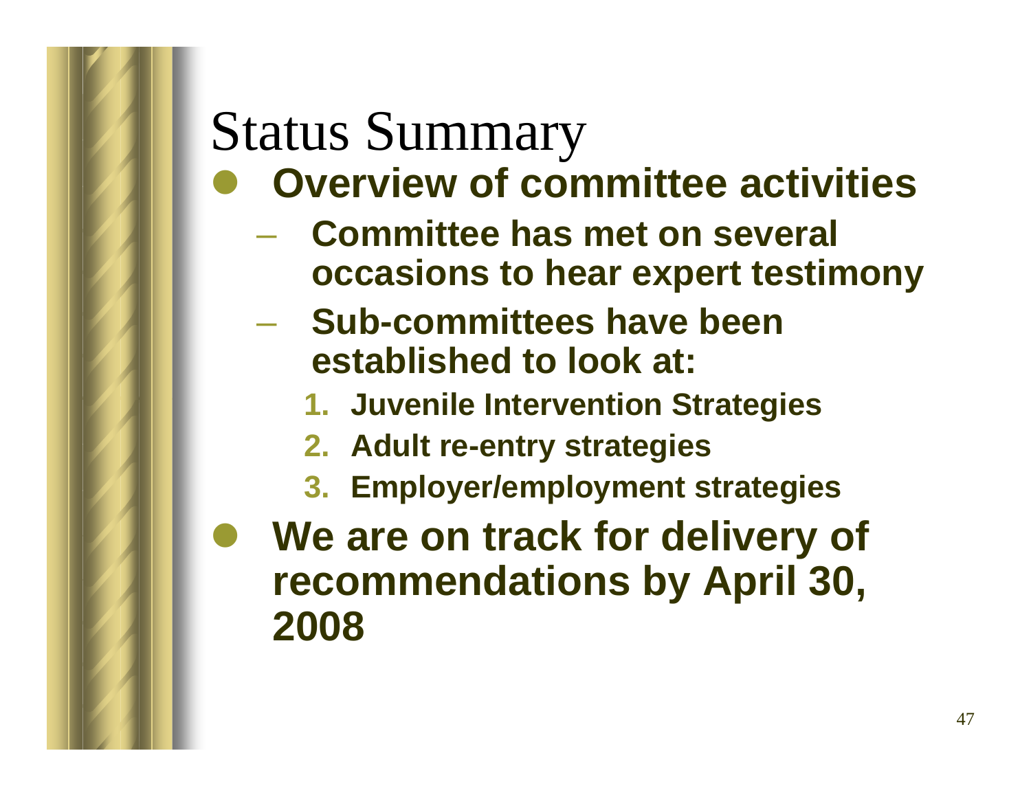# Status Summary

- **Overview of committee activities**
  - **Committee has met on several occasions to hear expert testimony**
  - **Sub-committees have been established to look at:**
    1. **Juvenile Intervention Strategies**
    2. **Adult re-entry strategies**
    3. **Employer/employment strategies**
- **We are on track for delivery of recommendations by April 30, 2008**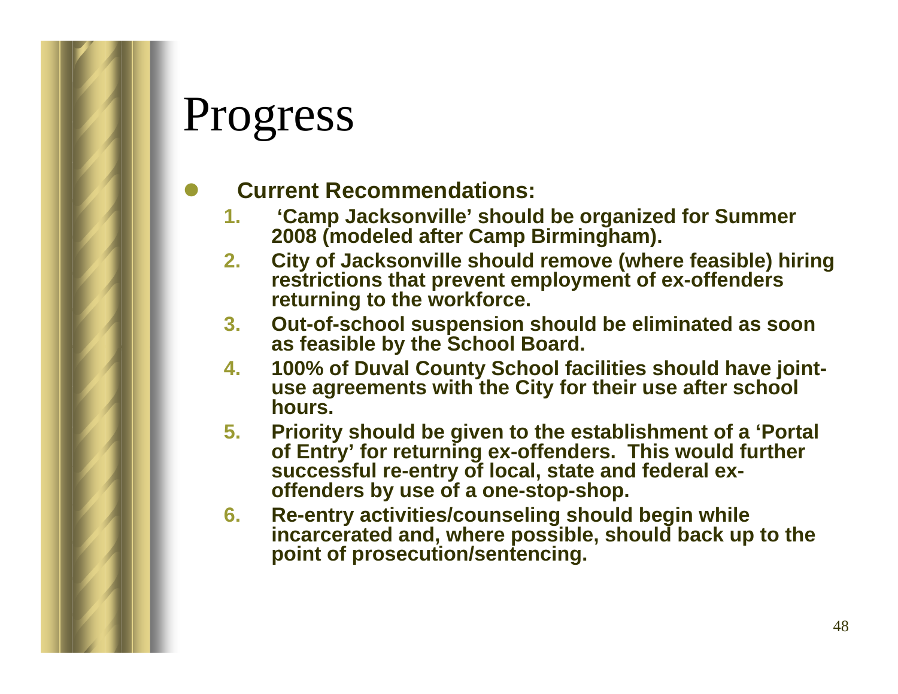# Progress

- **Current Recommendations:**
  1. **'Camp Jacksonville' should be organized for Summer 2008 (modeled after Camp Birmingham).**
  2. **City of Jacksonville should remove (where feasible) hiring restrictions that prevent employment of ex-offenders returning to the workforce.**
  3. **Out-of-school suspension should be eliminated as soon as feasible by the School Board.**
  4. **100% of Duval County School facilities should have joint-use agreements with the City for their use after school hours.**
  5. **Priority should be given to the establishment of a 'Portal of Entry' for returning ex-offenders. This would further successful re-entry of local, state and federal ex-offenders by use of a one-stop-shop.**
  6. **Re-entry activities/counseling should begin while incarcerated and, where possible, should back up to the point of prosecution/sentencing.**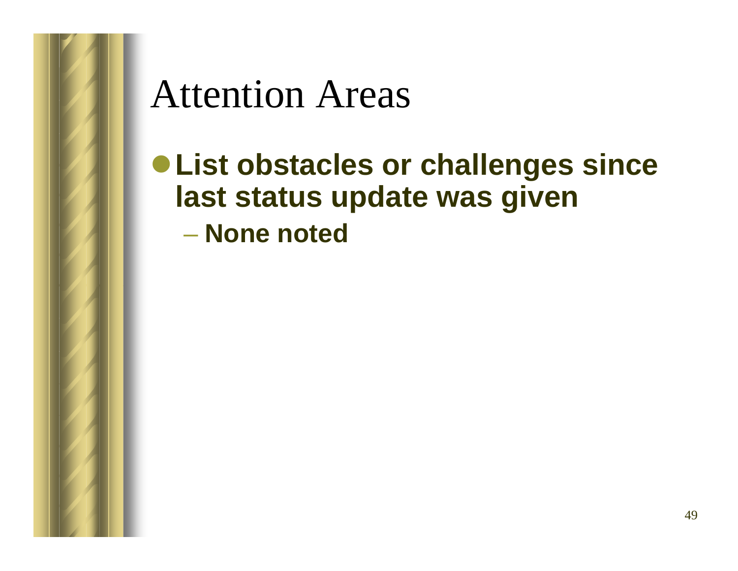# Attention Areas

- **List obstacles or challenges since last status update was given**
  - **None noted**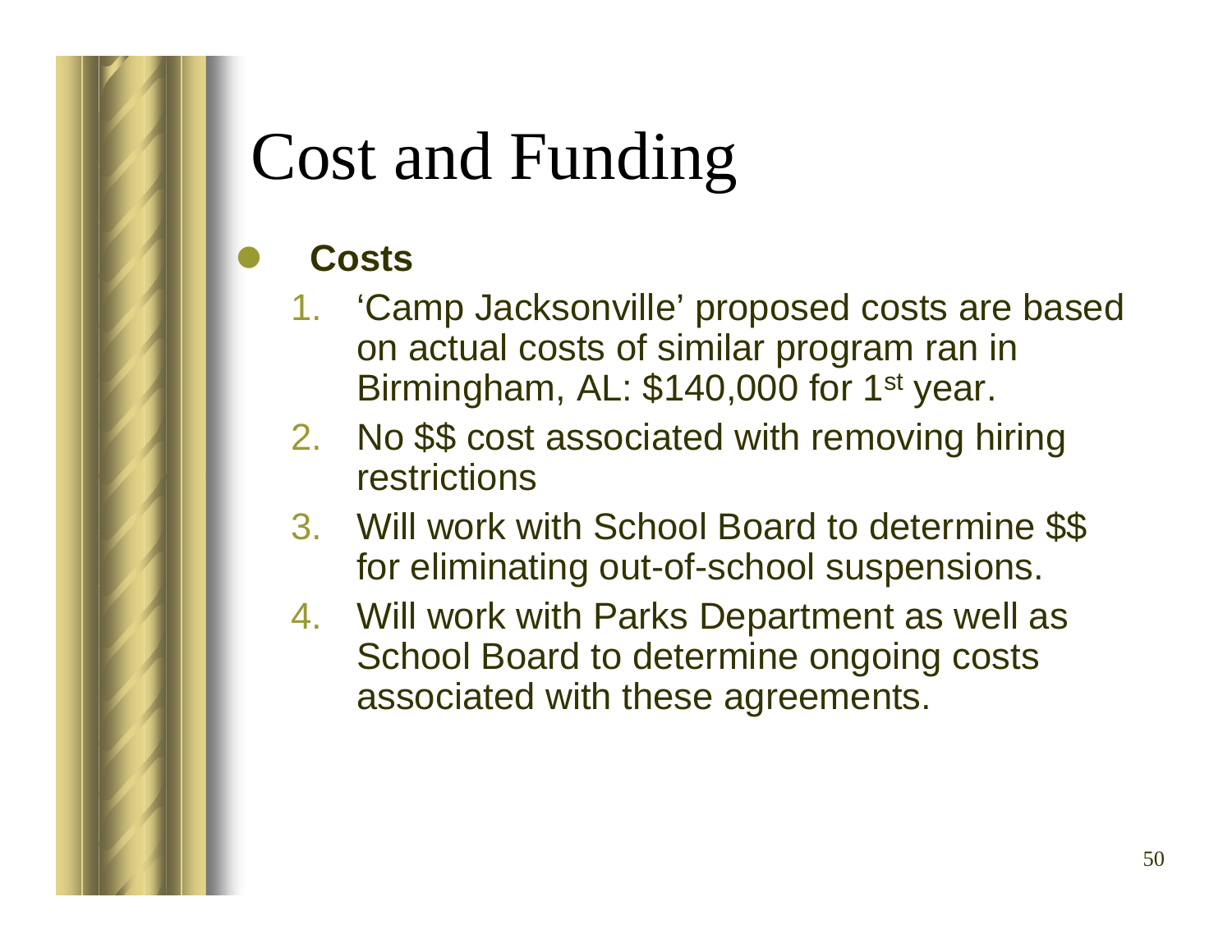# Cost and Funding

- **Costs**
  1. 'Camp Jacksonville' proposed costs are based on actual costs of similar program ran in Birmingham, AL: $140,000 for 1st year.
  2. No $$ cost associated with removing hiring restrictions
  3. Will work with School Board to determine $$ for eliminating out-of-school suspensions.
  4. Will work with Parks Department as well as School Board to determine ongoing costs associated with these agreements.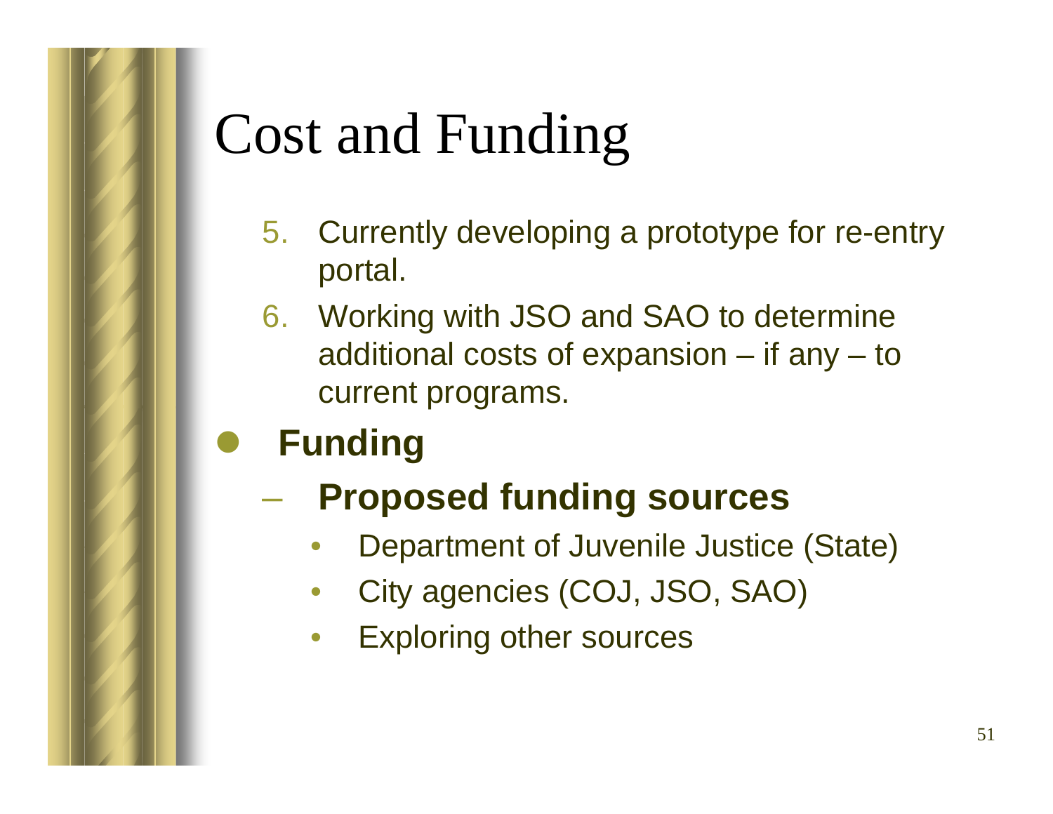# Cost and Funding

5. Currently developing a prototype for re-entry portal.
6. Working with JSO and SAO to determine additional costs of expansion – if any – to current programs.

- **Funding**
  - **Proposed funding sources**
    - Department of Juvenile Justice (State)
    - City agencies (COJ, JSO, SAO)
    - Exploring other sources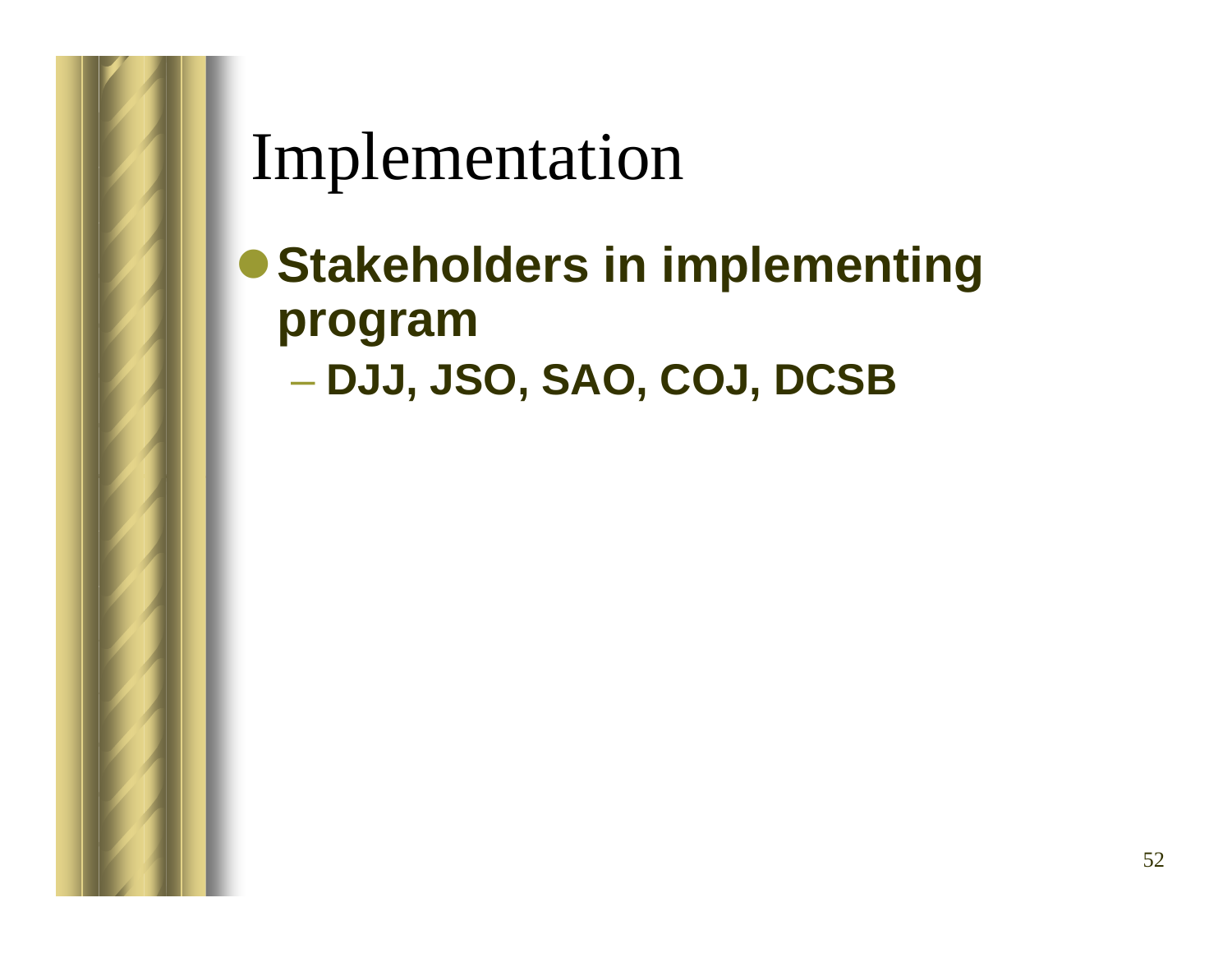# Implementation

- **Stakeholders in implementing program**
  - **DJJ, JSO, SAO, COJ, DCSB**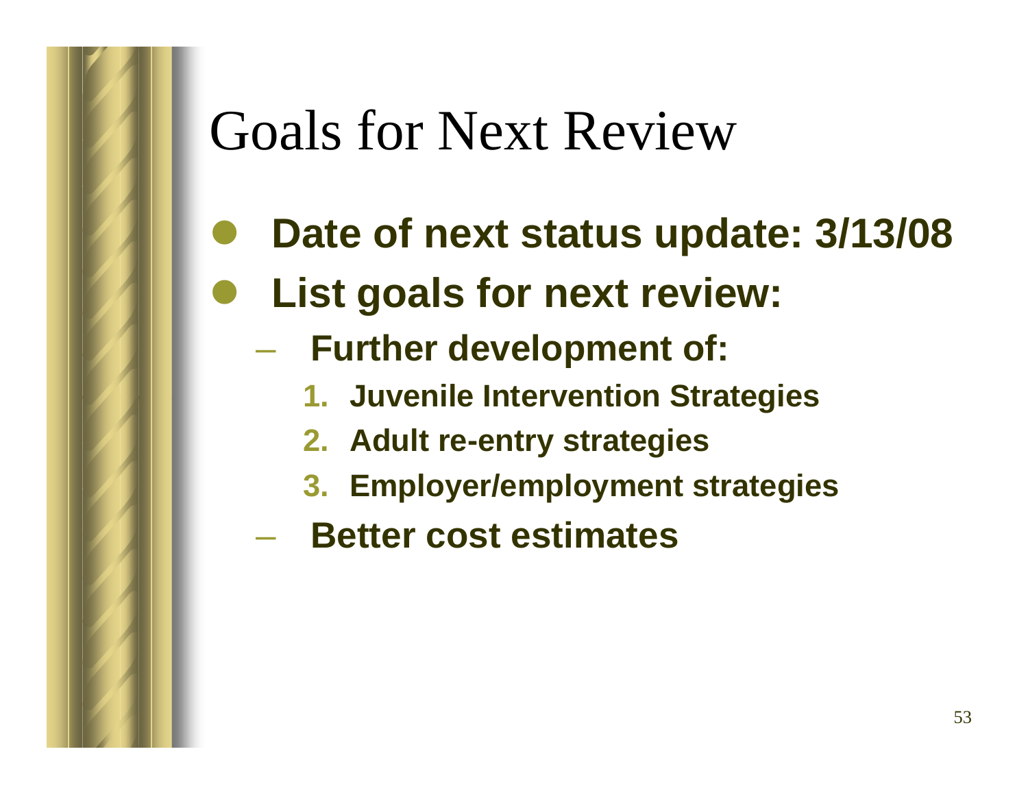# Goals for Next Review

- **Date of next status update: 3/13/08**
- **List goals for next review:**
  - **Further development of:**
    1. **Juvenile Intervention Strategies**
    2. **Adult re-entry strategies**
    3. **Employer/employment strategies**
  - **Better cost estimates**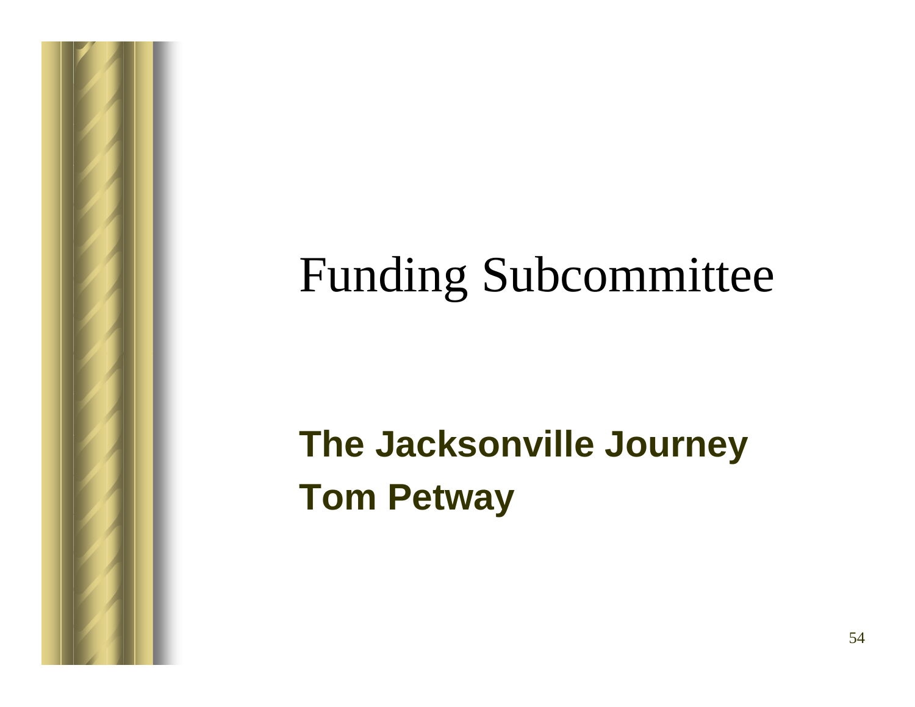# Funding Subcommittee

**The Jacksonville Journey**

**Tom Petway**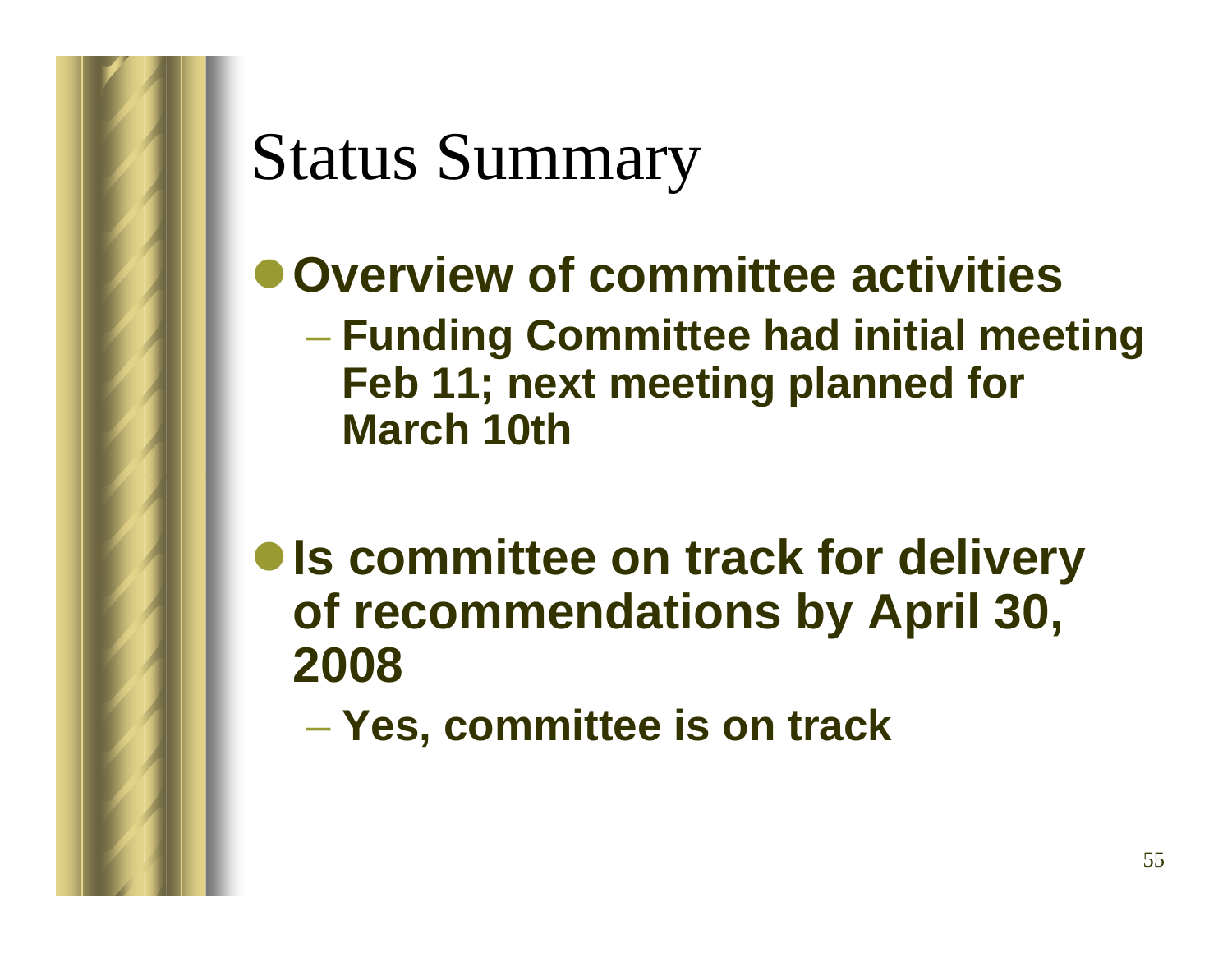# Status Summary

- **Overview of committee activities**
  - **Funding Committee had initial meeting Feb 11; next meeting planned for March 10th**
- **Is committee on track for delivery of recommendations by April 30, 2008**
  - **Yes, committee is on track**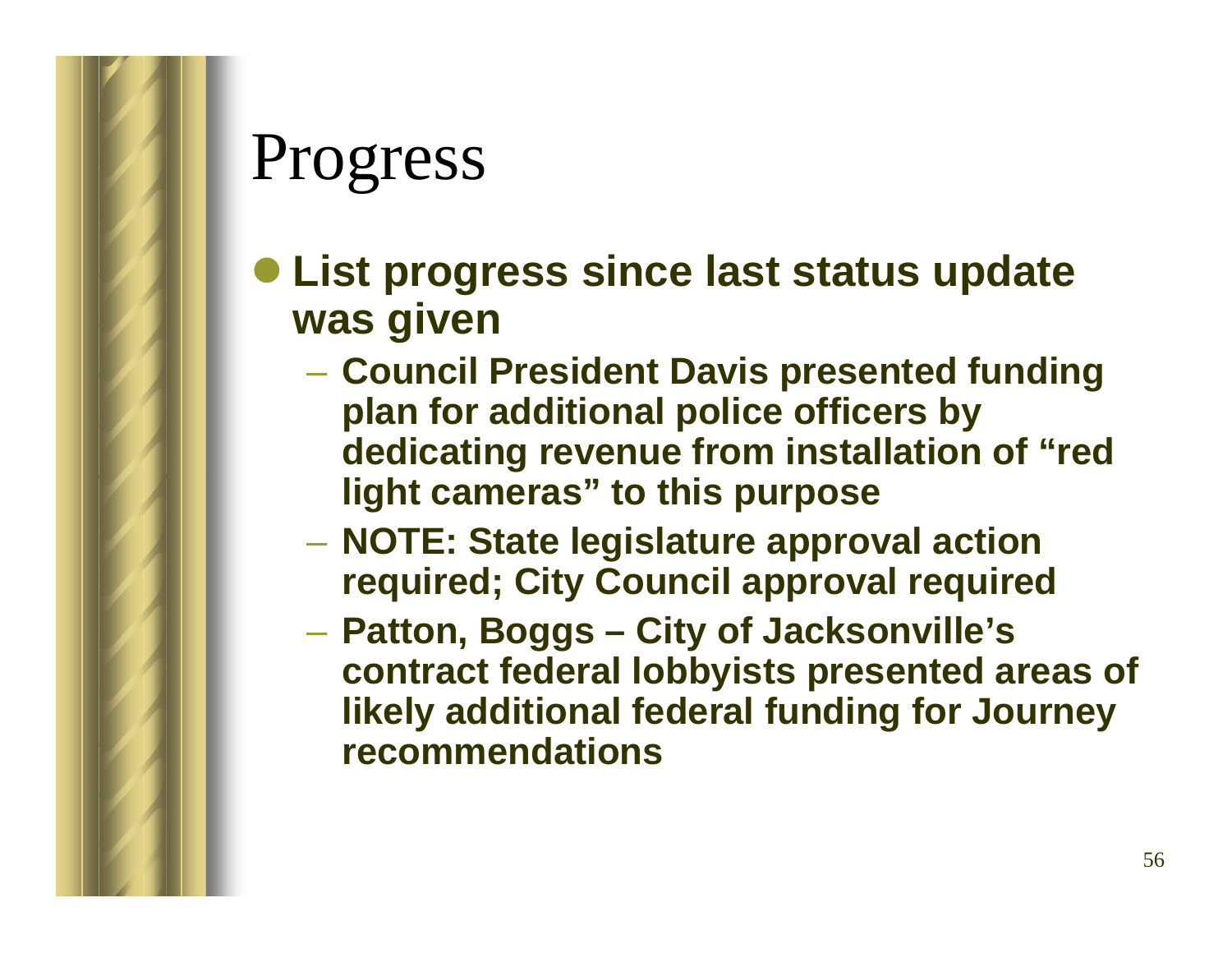# Progress

- **List progress since last status update was given**
  - **Council President Davis presented funding plan for additional police officers by dedicating revenue from installation of "red light cameras" to this purpose**
  - **NOTE: State legislature approval action required; City Council approval required**
  - **Patton, Boggs – City of Jacksonville's contract federal lobbyists presented areas of likely additional federal funding for Journey recommendations**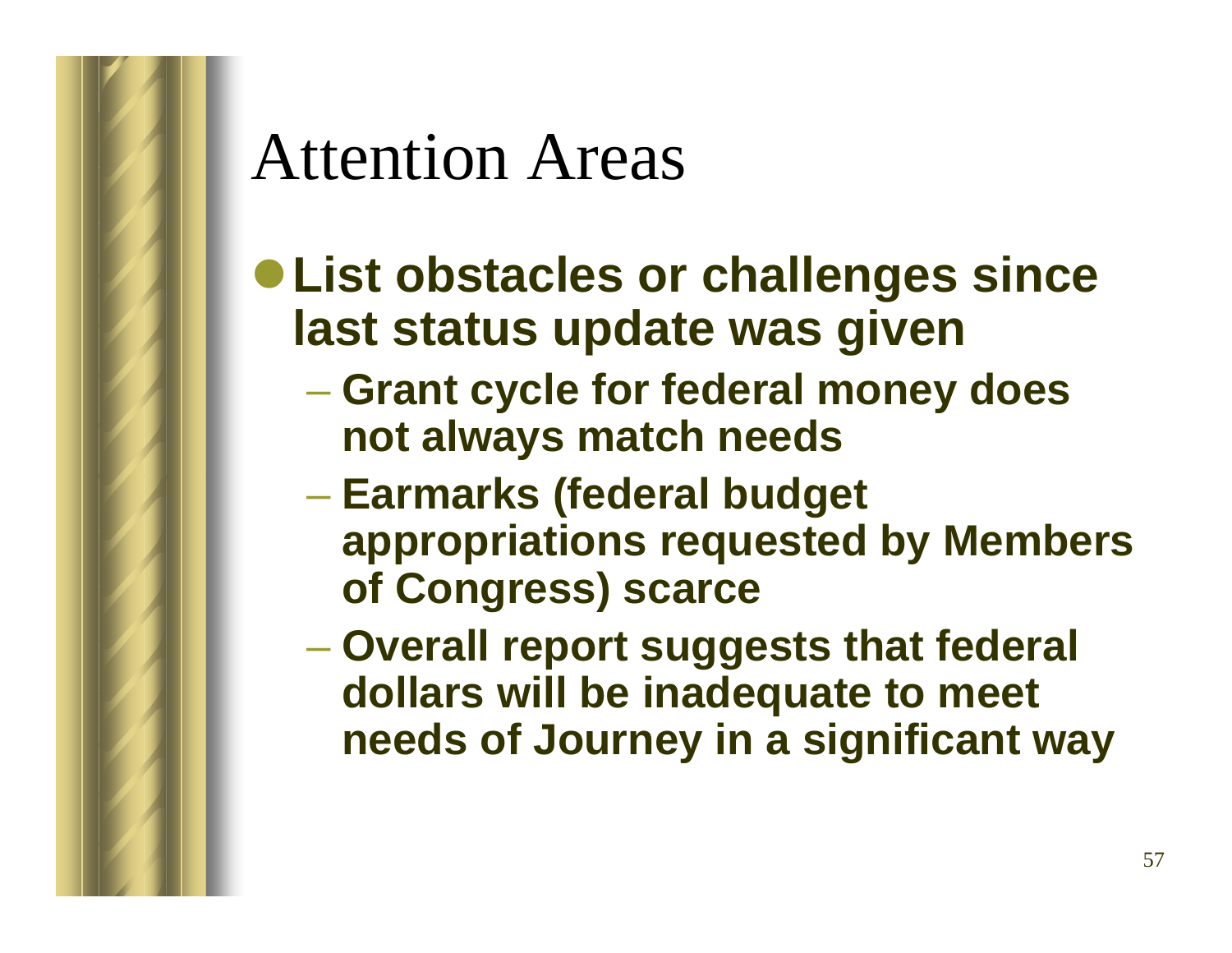# Attention Areas

- **List obstacles or challenges since last status update was given**
  - **Grant cycle for federal money does not always match needs**
  - **Earmarks (federal budget appropriations requested by Members of Congress) scarce**
  - **Overall report suggests that federal dollars will be inadequate to meet needs of Journey in a significant way**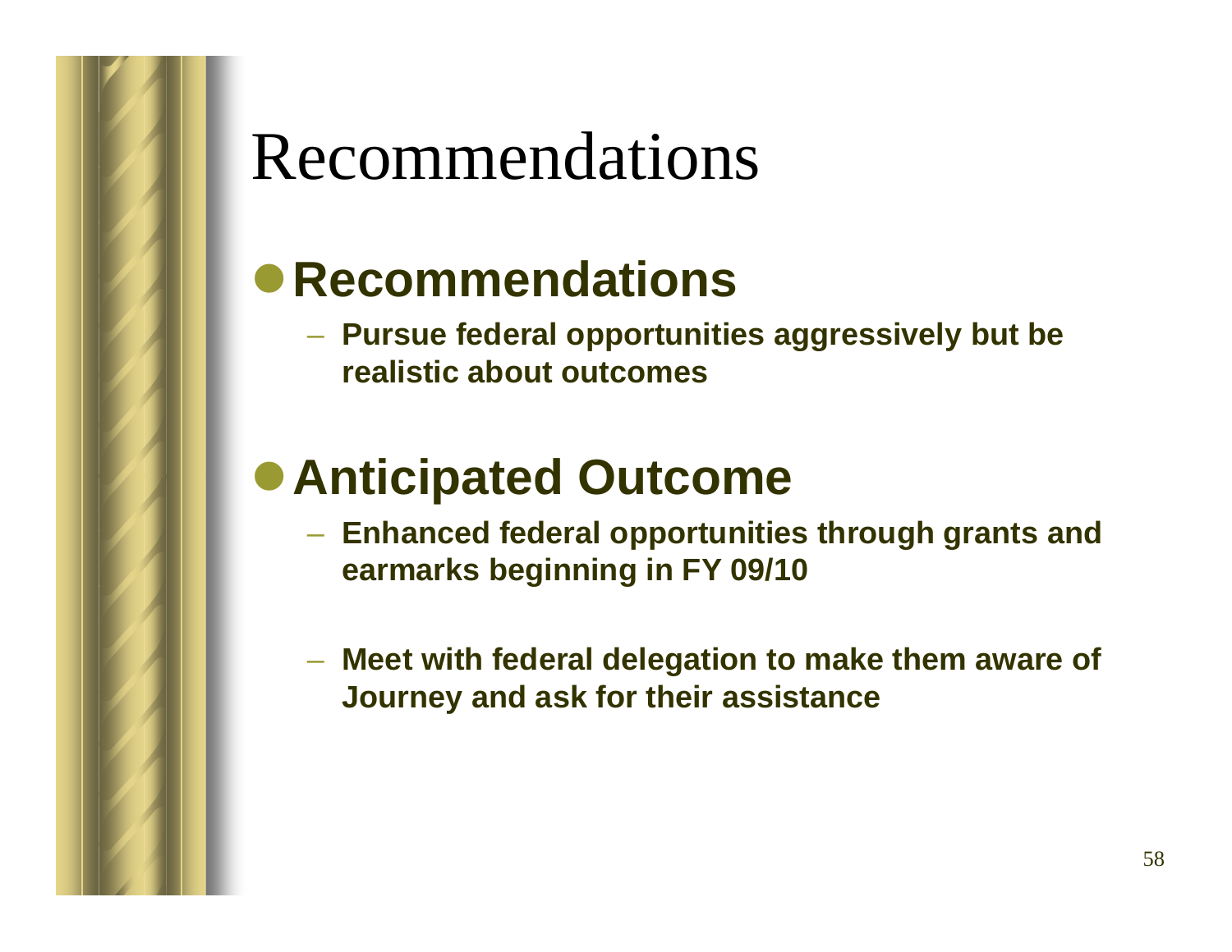# Recommendations

- **Recommendations**
  - **Pursue federal opportunities aggressively but be realistic about outcomes**

- **Anticipated Outcome**
  - **Enhanced federal opportunities through grants and earmarks beginning in FY 09/10**
  - **Meet with federal delegation to make them aware of Journey and ask for their assistance**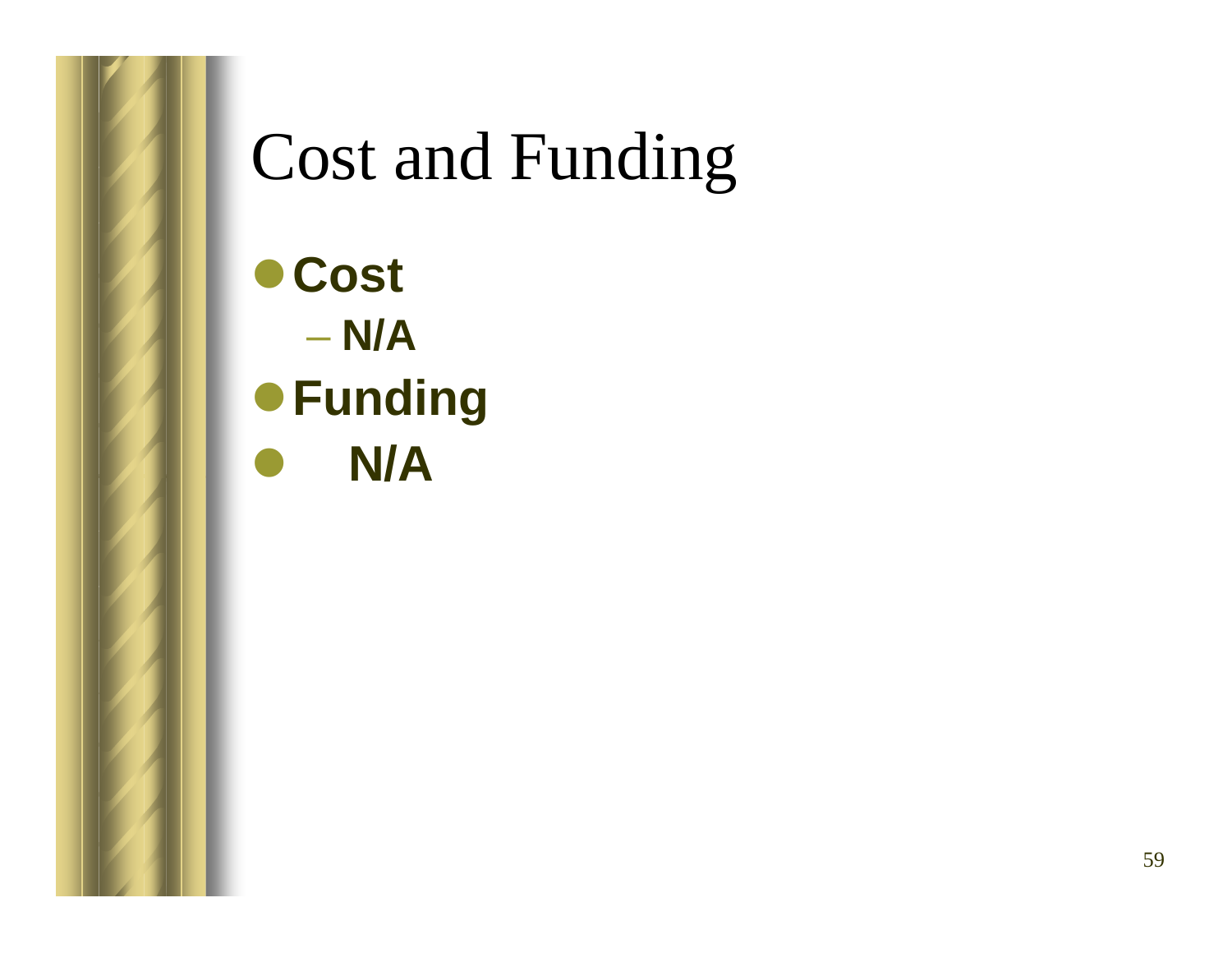# Cost and Funding

- **Cost**
  - **N/A**
- **Funding**
- **N/A**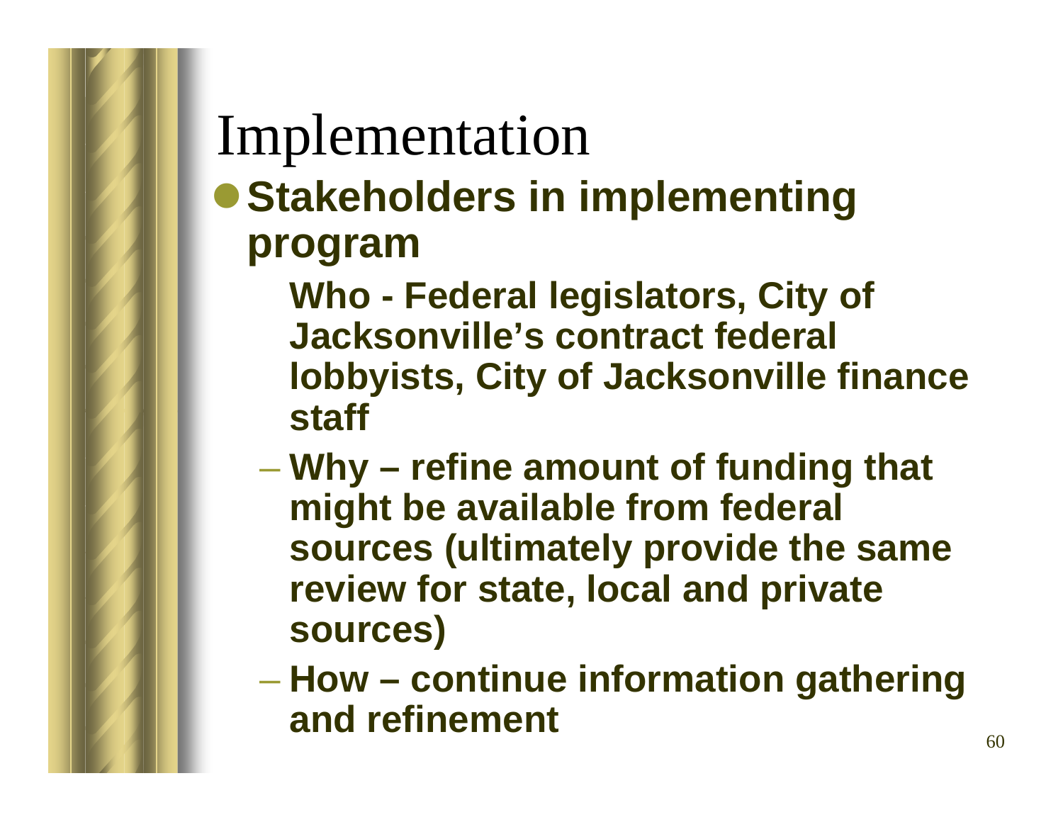# Implementation

- **Stakeholders in implementing program**
  - **Who - Federal legislators, City of Jacksonville's contract federal lobbyists, City of Jacksonville finance staff**
  - **Why – refine amount of funding that might be available from federal sources (ultimately provide the same review for state, local and private sources)**
  - **How – continue information gathering and refinement**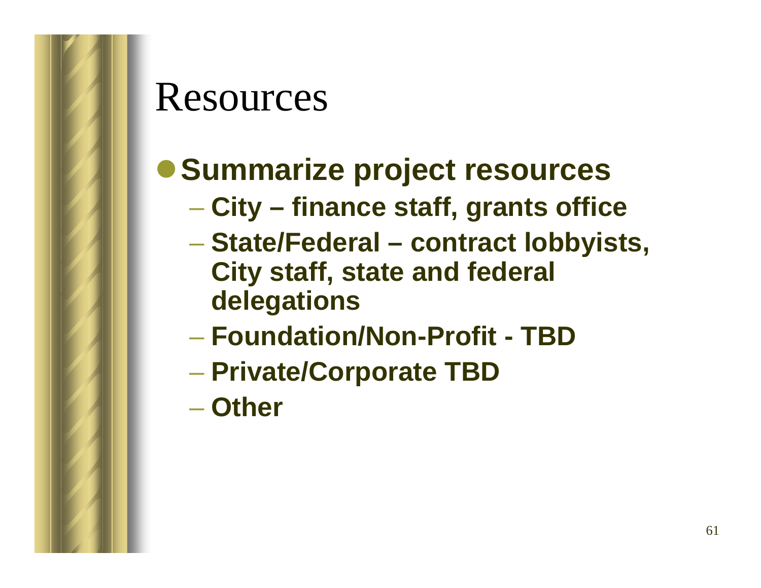# Resources

- **Summarize project resources**
  - **City – finance staff, grants office**
  - **State/Federal – contract lobbyists, City staff, state and federal delegations**
  - **Foundation/Non-Profit - TBD**
  - **Private/Corporate TBD**
  - **Other**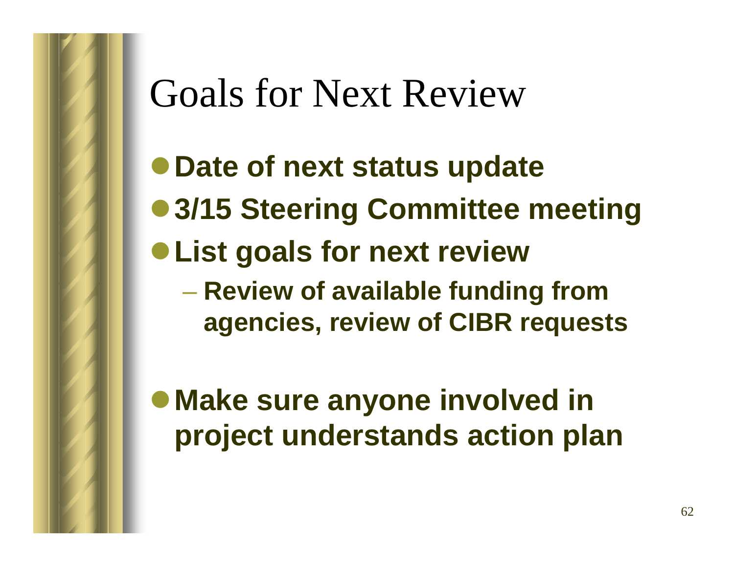# Goals for Next Review

- **Date of next status update**
- **3/15 Steering Committee meeting**
- **List goals for next review**
  - **Review of available funding from agencies, review of CIBR requests**
- **Make sure anyone involved in project understands action plan**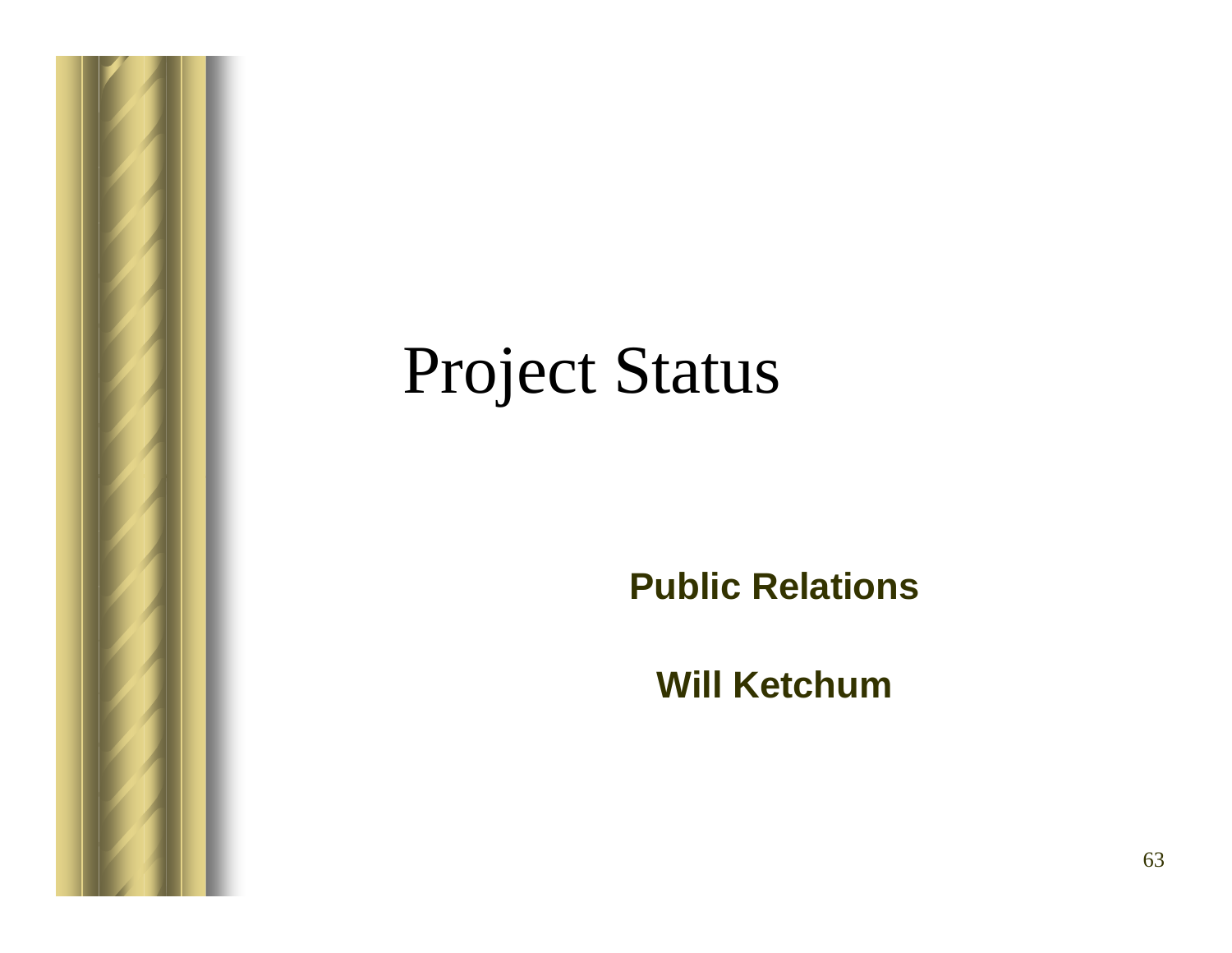# Project Status

**Public Relations**

**Will Ketchum**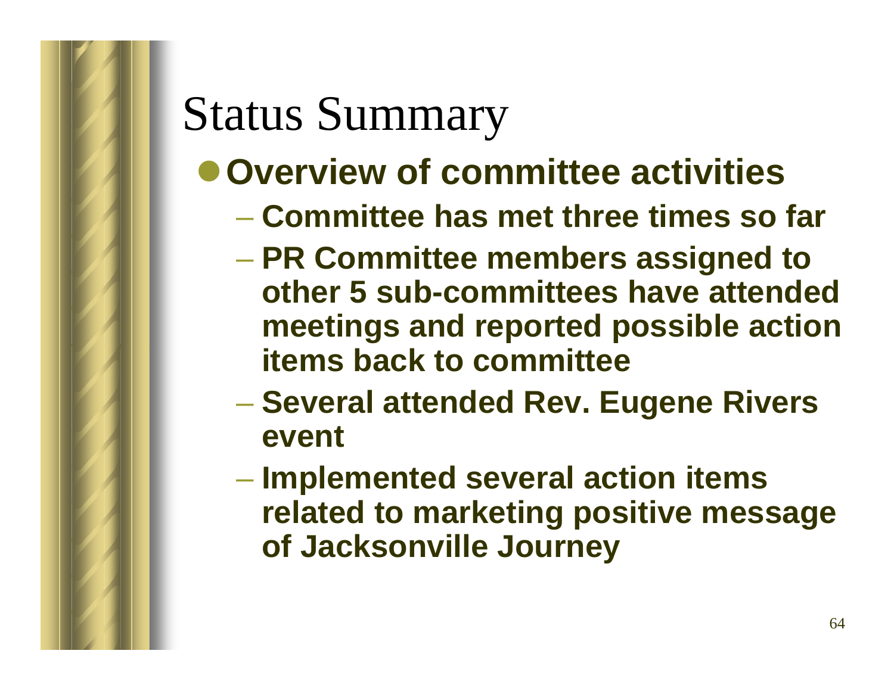# Status Summary

- **Overview of committee activities**
  - **Committee has met three times so far**
  - **PR Committee members assigned to other 5 sub-committees have attended meetings and reported possible action items back to committee**
  - **Several attended Rev. Eugene Rivers event**
  - **Implemented several action items related to marketing positive message of Jacksonville Journey**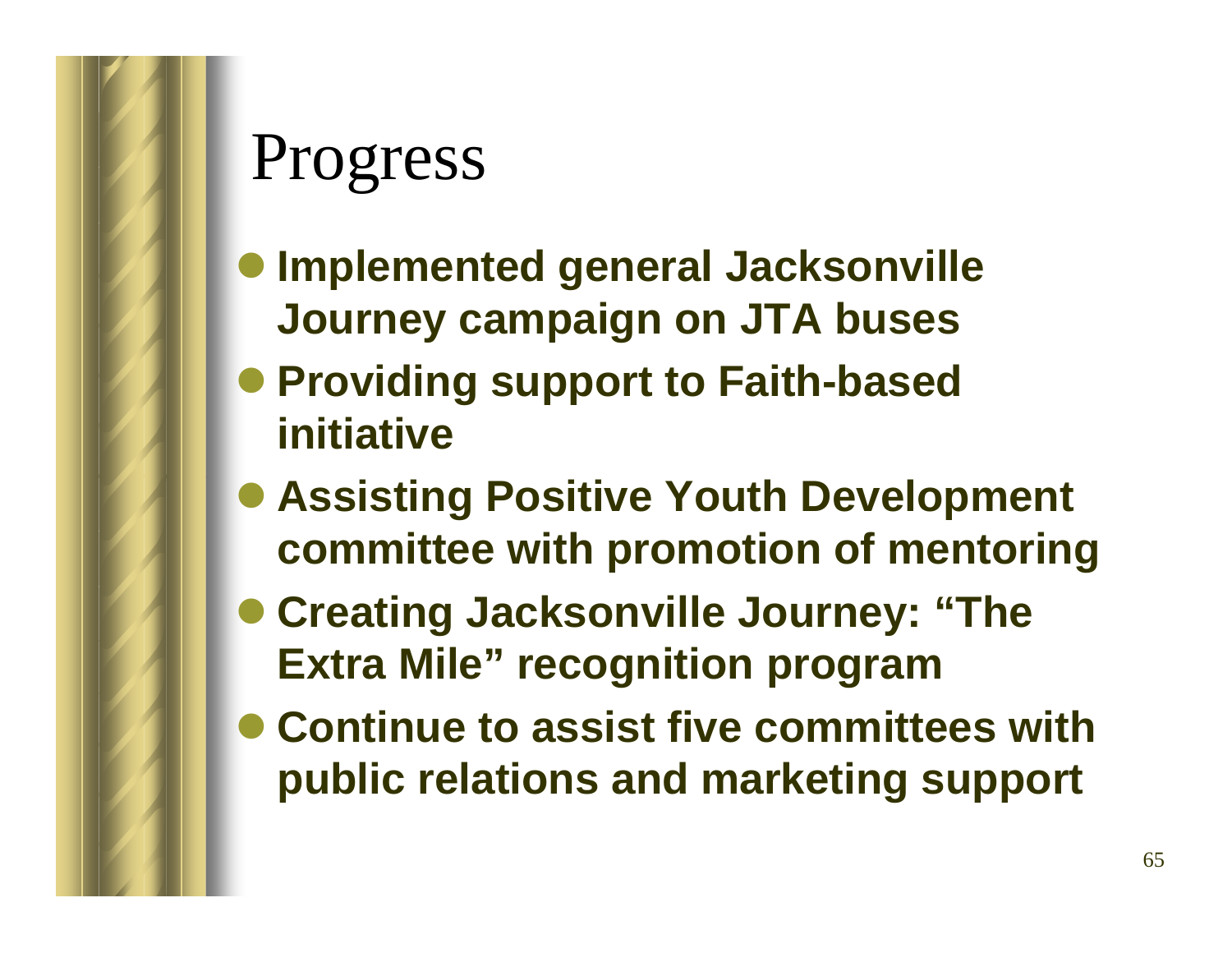# Progress

- **Implemented general Jacksonville Journey campaign on JTA buses**
- **Providing support to Faith-based initiative**
- **Assisting Positive Youth Development committee with promotion of mentoring**
- **Creating Jacksonville Journey: “The Extra Mile” recognition program**
- **Continue to assist five committees with public relations and marketing support**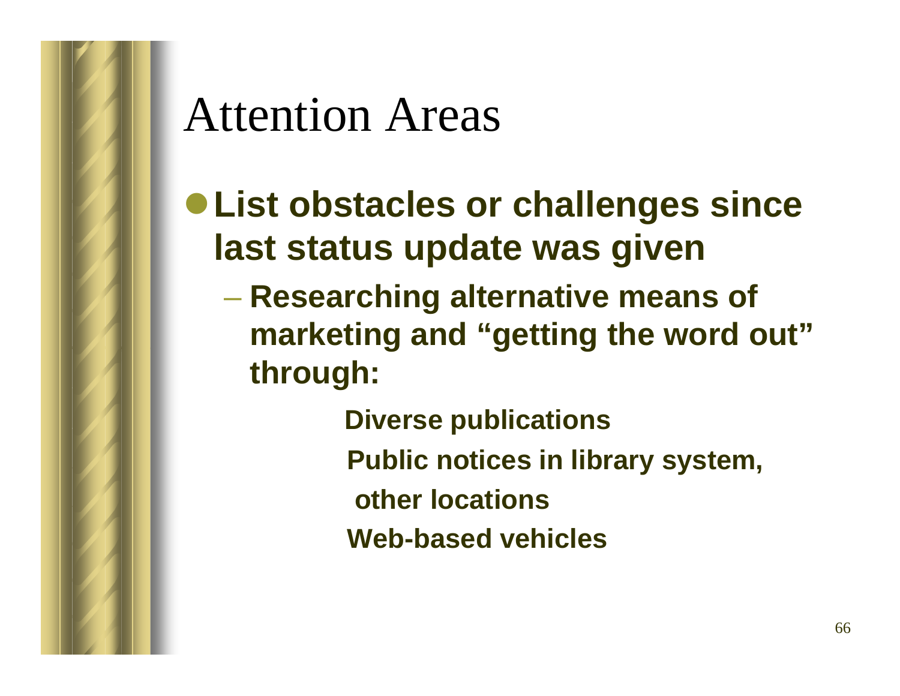# Attention Areas

- **List obstacles or challenges since last status update was given**
  - **Researching alternative means of marketing and "getting the word out" through:**
    - **Diverse publications**
    - **Public notices in library system, other locations**
    - **Web-based vehicles**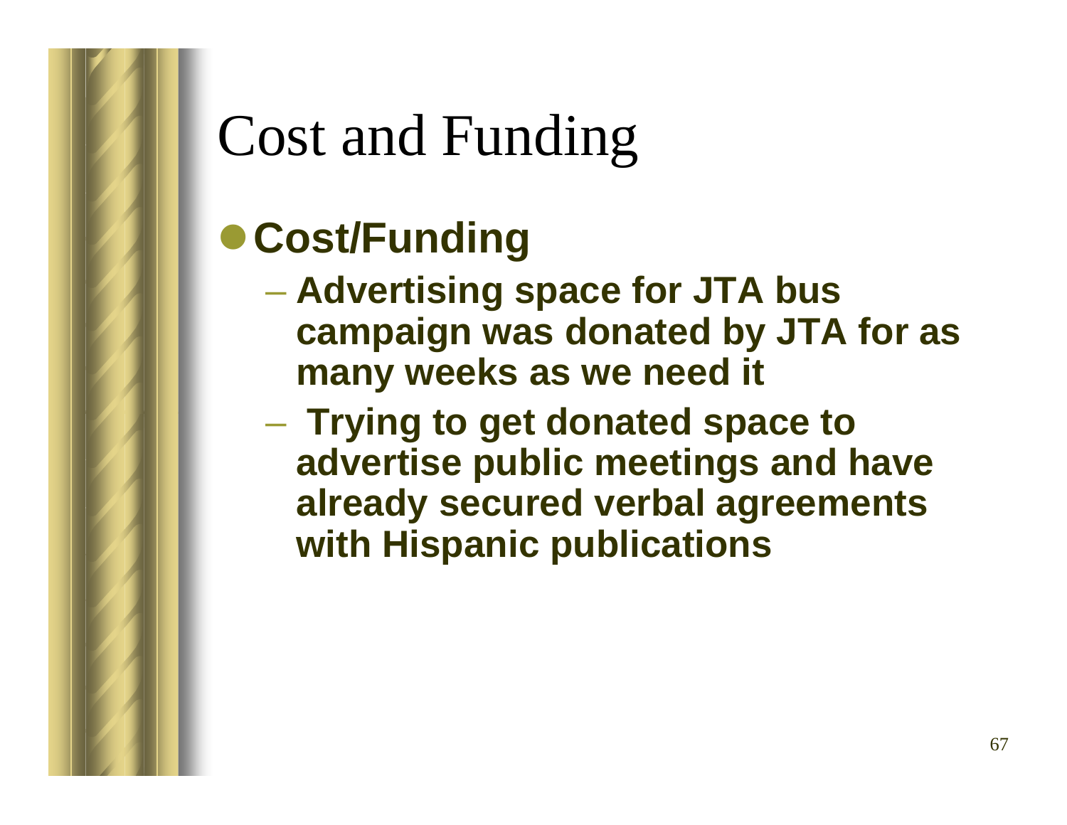# Cost and Funding

- **Cost/Funding**
  - **Advertising space for JTA bus campaign was donated by JTA for as many weeks as we need it**
  - **Trying to get donated space to advertise public meetings and have already secured verbal agreements with Hispanic publications**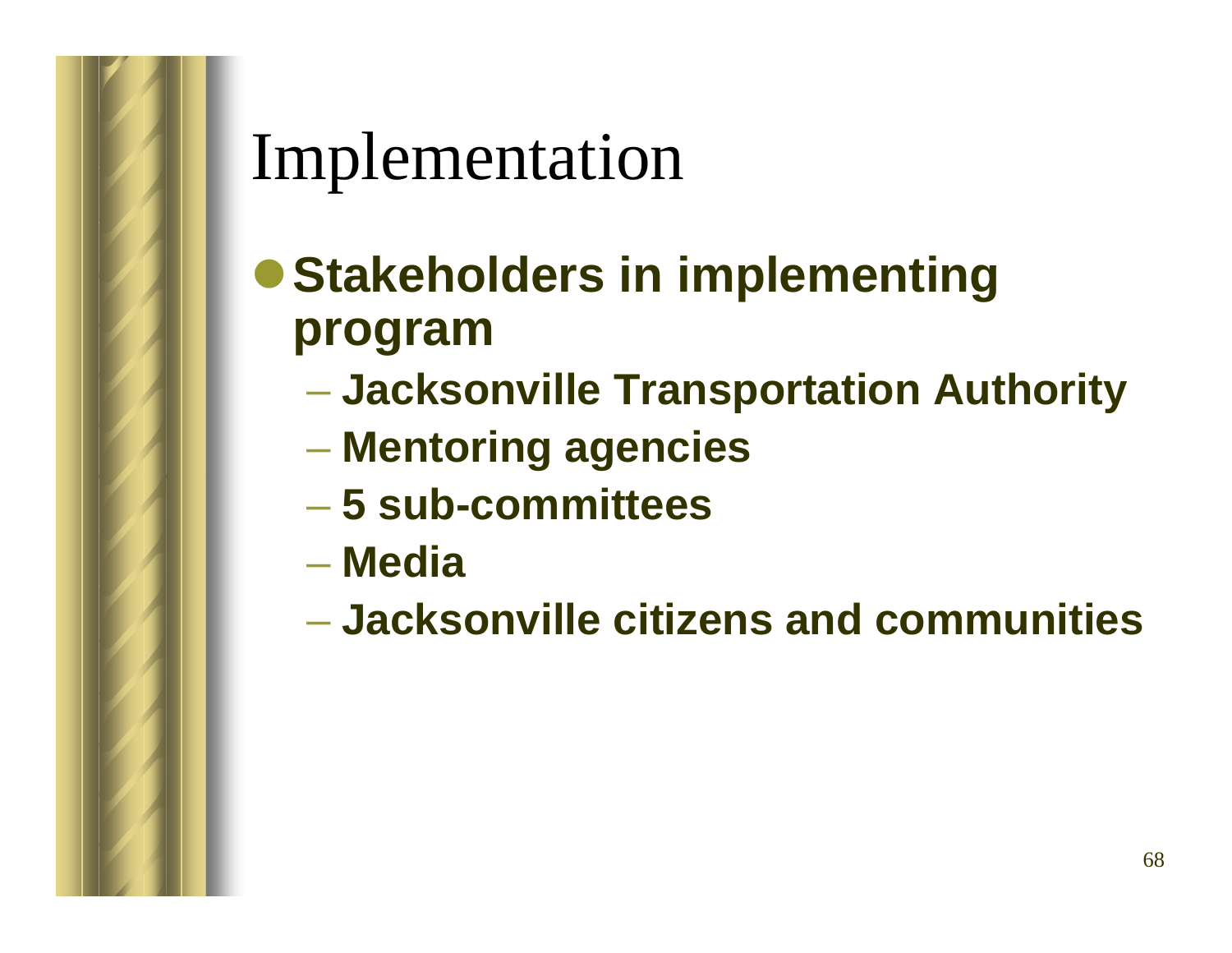# Implementation

- **Stakeholders in implementing program**
  - **Jacksonville Transportation Authority**
  - **Mentoring agencies**
  - **5 sub-committees**
  - **Media**
  - **Jacksonville citizens and communities**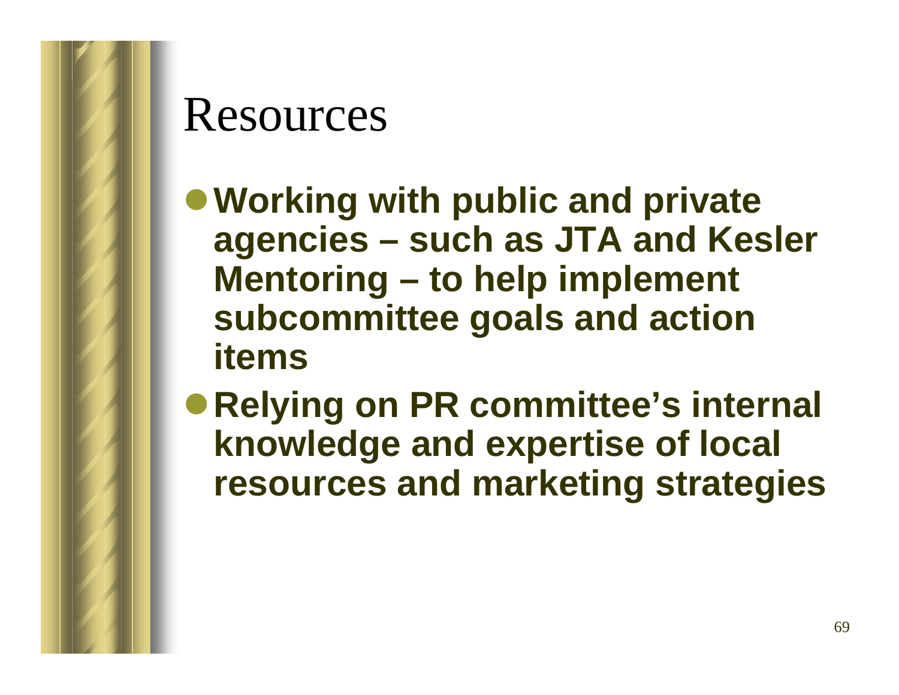# Resources

- **Working with public and private agencies – such as JTA and Kesler Mentoring – to help implement subcommittee goals and action items**
- **Relying on PR committee's internal knowledge and expertise of local resources and marketing strategies**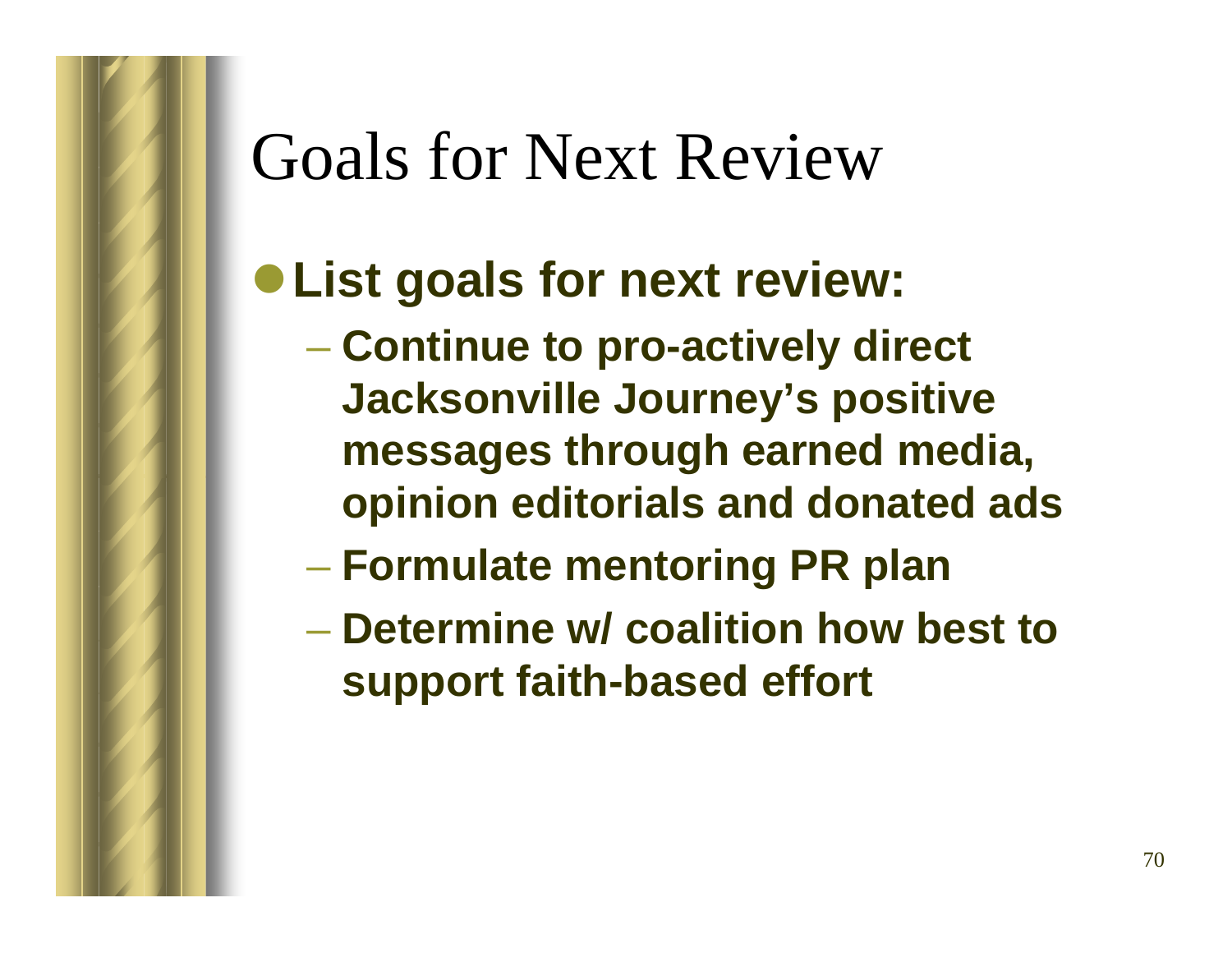# Goals for Next Review

- **List goals for next review:**
  - **Continue to pro-actively direct Jacksonville Journey's positive messages through earned media, opinion editorials and donated ads**
  - **Formulate mentoring PR plan**
  - **Determine w/ coalition how best to support faith-based effort**